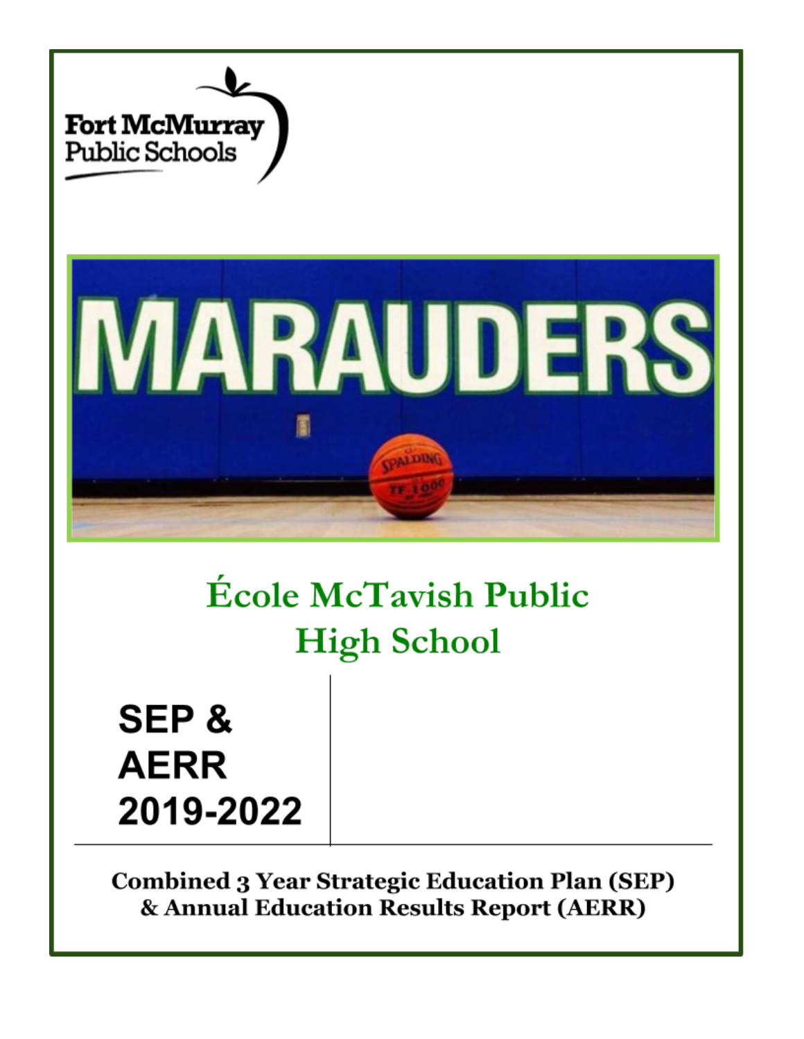Fort McMurray Public Schools

# École McTavish Public High School

## SEP & AERR 2019-2022

**Combined 3 Year Strategic Education Plan (SEP) & Annual Education Results Report (AERR)**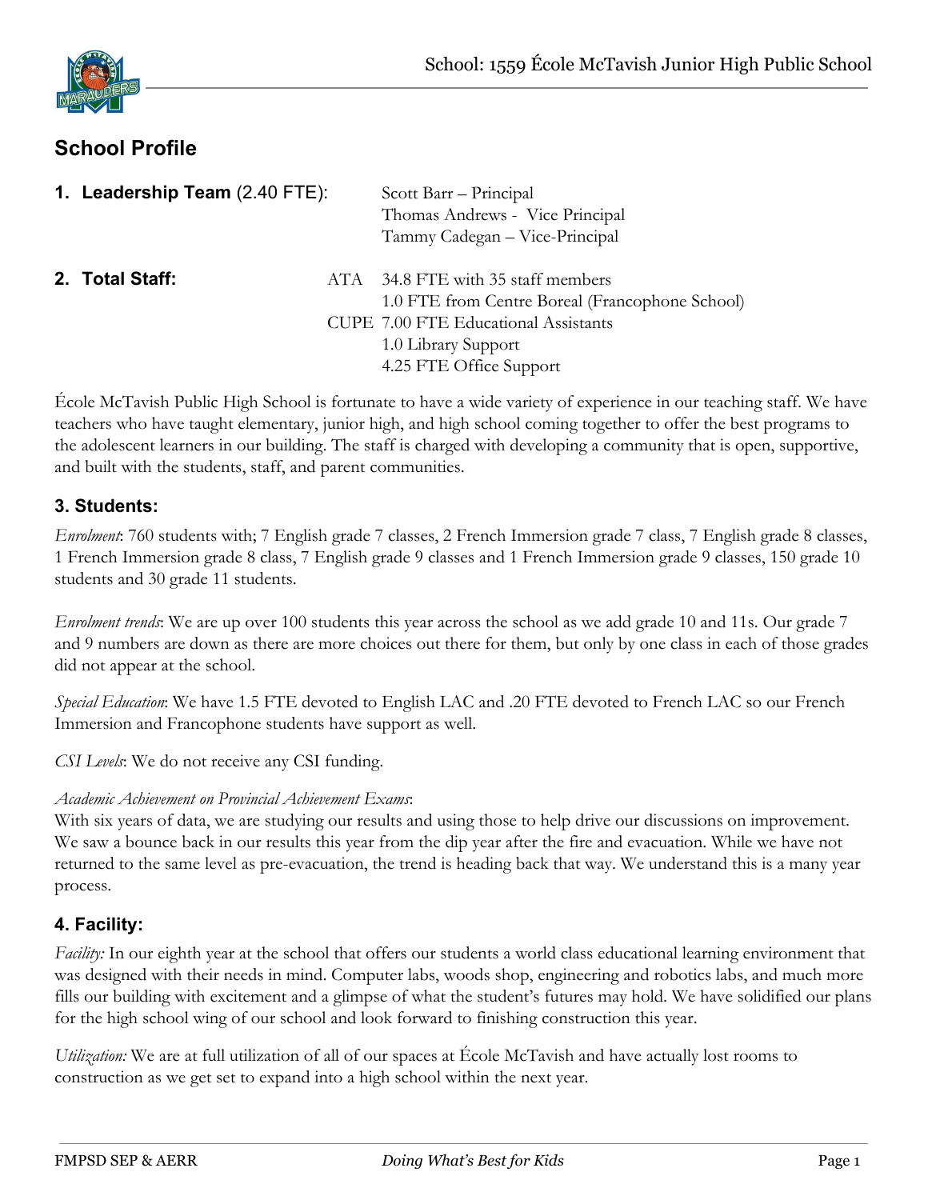## School Profile

**1. Leadership Team** (2.40 FTE):

Scott Barr – Principal
Thomas Andrews - Vice Principal
Tammy Cadegan – Vice-Principal

**2. Total Staff:**

ATA 34.8 FTE with 35 staff members
1.0 FTE from Centre Boreal (Francophone School)
CUPE 7.00 FTE Educational Assistants
1.0 Library Support
4.25 FTE Office Support

École McTavish Public High School is fortunate to have a wide variety of experience in our teaching staff. We have teachers who have taught elementary, junior high, and high school coming together to offer the best programs to the adolescent learners in our building. The staff is charged with developing a community that is open, supportive, and built with the students, staff, and parent communities.

### 3. Students:

*Enrolment*: 760 students with; 7 English grade 7 classes, 2 French Immersion grade 7 class, 7 English grade 8 classes, 1 French Immersion grade 8 class, 7 English grade 9 classes and 1 French Immersion grade 9 classes, 150 grade 10 students and 30 grade 11 students.

*Enrolment trends*: We are up over 100 students this year across the school as we add grade 10 and 11s. Our grade 7 and 9 numbers are down as there are more choices out there for them, but only by one class in each of those grades did not appear at the school.

*Special Education*: We have 1.5 FTE devoted to English LAC and .20 FTE devoted to French LAC so our French Immersion and Francophone students have support as well.

*CSI Levels*: We do not receive any CSI funding.

*Academic Achievement on Provincial Achievement Exams*:
With six years of data, we are studying our results and using those to help drive our discussions on improvement. We saw a bounce back in our results this year from the dip year after the fire and evacuation. While we have not returned to the same level as pre-evacuation, the trend is heading back that way. We understand this is a many year process.

### 4. Facility:

*Facility:* In our eighth year at the school that offers our students a world class educational learning environment that was designed with their needs in mind. Computer labs, woods shop, engineering and robotics labs, and much more fills our building with excitement and a glimpse of what the student's futures may hold. We have solidified our plans for the high school wing of our school and look forward to finishing construction this year.

*Utilization:* We are at full utilization of all of our spaces at École McTavish and have actually lost rooms to construction as we get set to expand into a high school within the next year.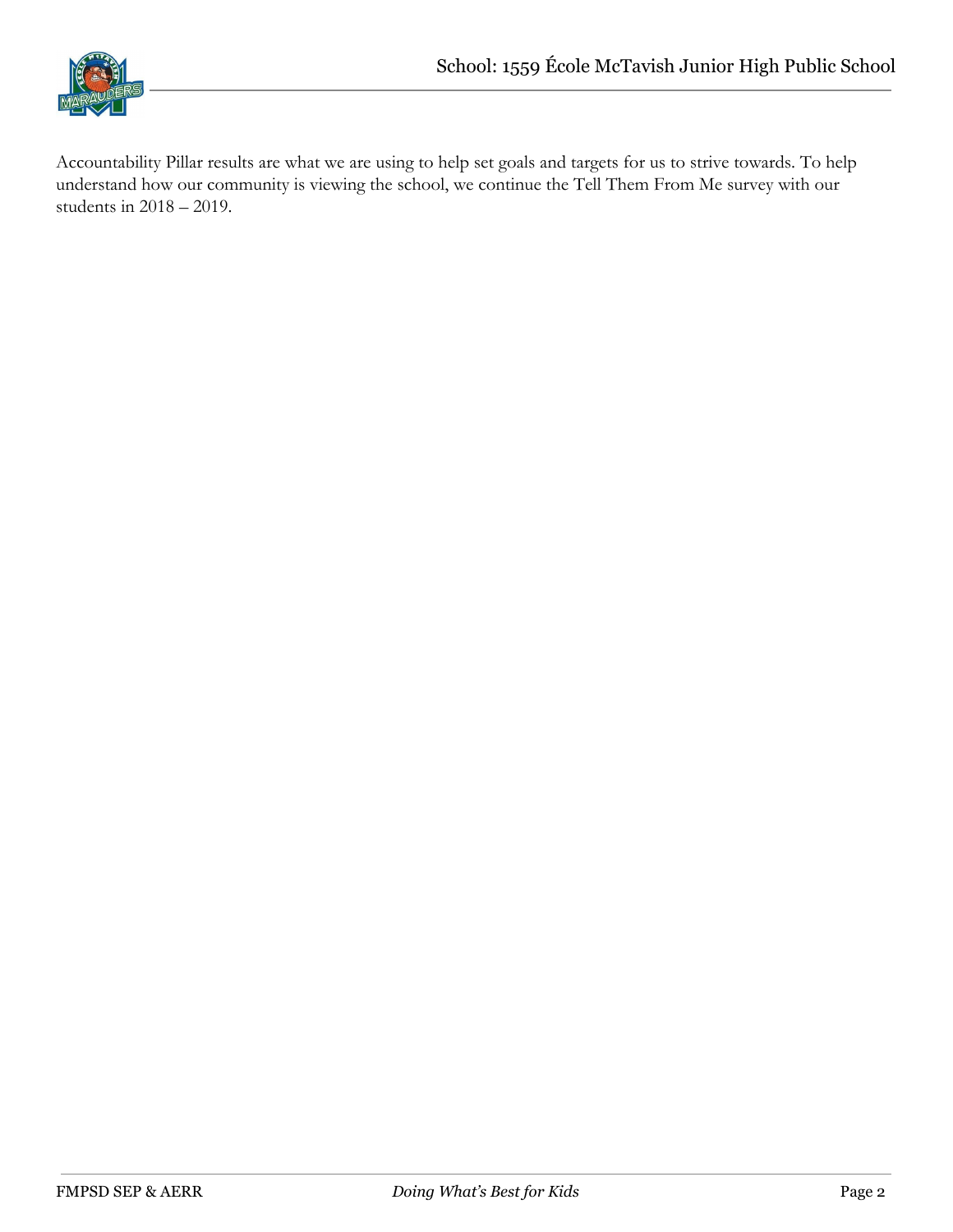Accountability Pillar results are what we are using to help set goals and targets for us to strive towards. To help understand how our community is viewing the school, we continue the Tell Them From Me survey with our students in 2018 – 2019.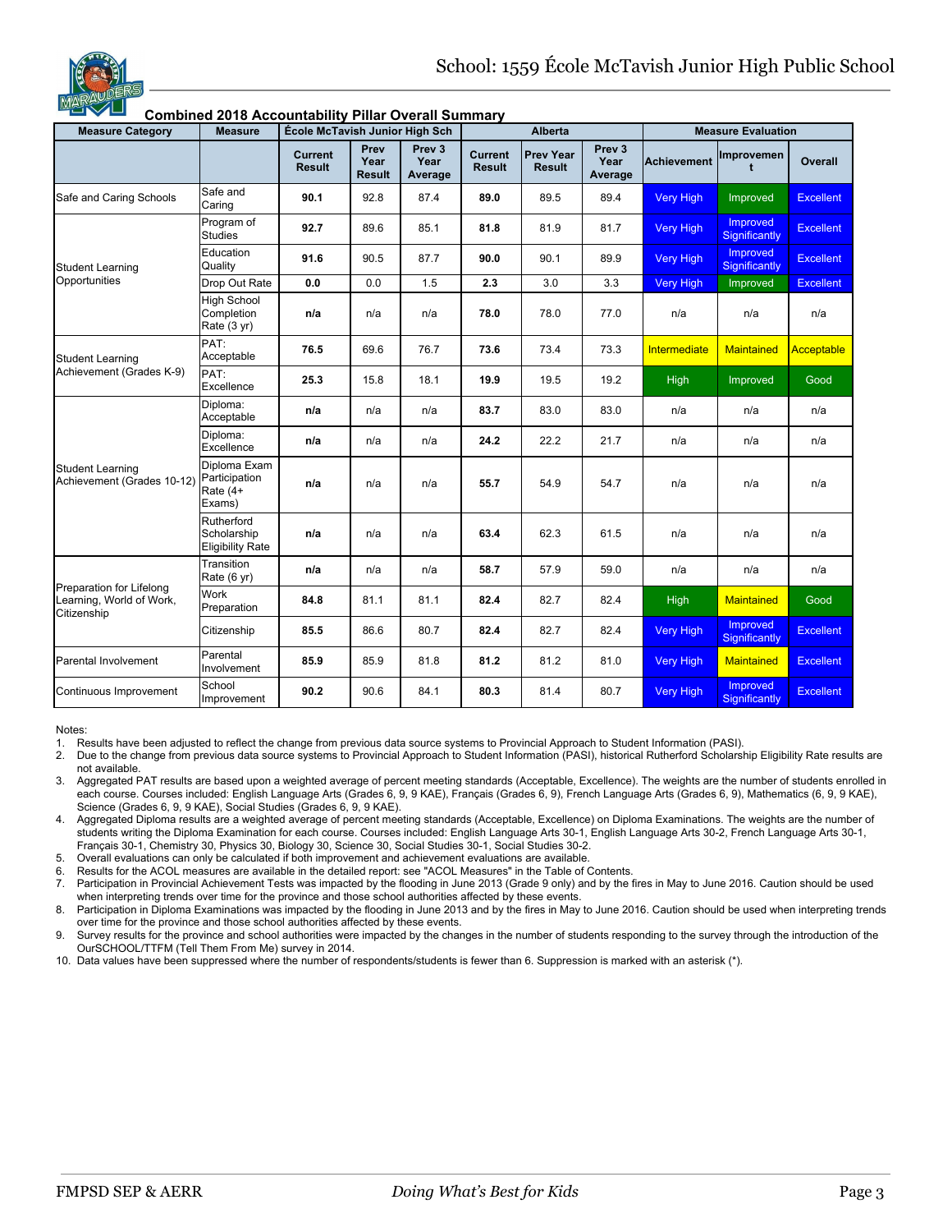## School: 1559 École McTavish Junior High Public School

### Combined 2018 Accountability Pillar Overall Summary

| Measure Category | Measure | École McTavish Junior High Sch | | | Alberta | | | Measure Evaluation | | |
|---|---|---|---|---|---|---|---|---|---|---|
| | | Current Result | Prev Year Result | Prev 3 Year Average | Current Result | Prev Year Result | Prev 3 Year Average | Achievement | Improvement | Overall |
| Safe and Caring Schools | Safe and Caring | **90.1** | 92.8 | 87.4 | **89.0** | 89.5 | 89.4 | Very High | Improved | Excellent |
| Student Learning Opportunities | Program of Studies | **92.7** | 89.6 | 85.1 | **81.8** | 81.9 | 81.7 | Very High | Improved Significantly | Excellent |
| | Education Quality | **91.6** | 90.5 | 87.7 | **90.0** | 90.1 | 89.9 | Very High | Improved Significantly | Excellent |
| | Drop Out Rate | **0.0** | 0.0 | 1.5 | **2.3** | 3.0 | 3.3 | Very High | Improved | Excellent |
| | High School Completion Rate (3 yr) | **n/a** | n/a | n/a | **78.0** | 78.0 | 77.0 | n/a | n/a | n/a |
| Student Learning Achievement (Grades K-9) | PAT: Acceptable | **76.5** | 69.6 | 76.7 | **73.6** | 73.4 | 73.3 | Intermediate | Maintained | Acceptable |
| | PAT: Excellence | **25.3** | 15.8 | 18.1 | **19.9** | 19.5 | 19.2 | High | Improved | Good |
| Student Learning Achievement (Grades 10-12) | Diploma: Acceptable | **n/a** | n/a | n/a | **83.7** | 83.0 | 83.0 | n/a | n/a | n/a |
| | Diploma: Excellence | **n/a** | n/a | n/a | **24.2** | 22.2 | 21.7 | n/a | n/a | n/a |
| | Diploma Exam Participation Rate (4+ Exams) | **n/a** | n/a | n/a | **55.7** | 54.9 | 54.7 | n/a | n/a | n/a |
| | Rutherford Scholarship Eligibility Rate | **n/a** | n/a | n/a | **63.4** | 62.3 | 61.5 | n/a | n/a | n/a |
| Preparation for Lifelong Learning, World of Work, Citizenship | Transition Rate (6 yr) | **n/a** | n/a | n/a | **58.7** | 57.9 | 59.0 | n/a | n/a | n/a |
| | Work Preparation | **84.8** | 81.1 | 81.1 | **82.4** | 82.7 | 82.4 | High | Maintained | Good |
| | Citizenship | **85.5** | 86.6 | 80.7 | **82.4** | 82.7 | 82.4 | Very High | Improved Significantly | Excellent |
| Parental Involvement | Parental Involvement | **85.9** | 85.9 | 81.8 | **81.2** | 81.2 | 81.0 | Very High | Maintained | Excellent |
| Continuous Improvement | School Improvement | **90.2** | 90.6 | 84.1 | **80.3** | 81.4 | 80.7 | Very High | Improved Significantly | Excellent |

Notes:

1. Results have been adjusted to reflect the change from previous data source systems to Provincial Approach to Student Information (PASI).
2. Due to the change from previous data source systems to Provincial Approach to Student Information (PASI), historical Rutherford Scholarship Eligibility Rate results are not available.
3. Aggregated PAT results are based upon a weighted average of percent meeting standards (Acceptable, Excellence). The weights are the number of students enrolled in each course. Courses included: English Language Arts (Grades 6, 9, 9 KAE), Français (Grades 6, 9), French Language Arts (Grades 6, 9), Mathematics (6, 9, 9 KAE), Science (Grades 6, 9, 9 KAE), Social Studies (Grades 6, 9, 9 KAE).
4. Aggregated Diploma results are a weighted average of percent meeting standards (Acceptable, Excellence) on Diploma Examinations. The weights are the number of students writing the Diploma Examination for each course. Courses included: English Language Arts 30-1, English Language Arts 30-2, French Language Arts 30-1, Français 30-1, Chemistry 30, Physics 30, Biology 30, Science 30, Social Studies 30-1, Social Studies 30-2.
5. Overall evaluations can only be calculated if both improvement and achievement evaluations are available.
6. Results for the ACOL measures are available in the detailed report: see "ACOL Measures" in the Table of Contents.
7. Participation in Provincial Achievement Tests was impacted by the flooding in June 2013 (Grade 9 only) and by the fires in May to June 2016. Caution should be used when interpreting trends over time for the province and those school authorities affected by these events.
8. Participation in Diploma Examinations was impacted by the flooding in June 2013 and by the fires in May to June 2016. Caution should be used when interpreting trends over time for the province and those school authorities affected by these events.
9. Survey results for the province and school authorities were impacted by the changes in the number of students responding to the survey through the introduction of the OurSCHOOL/TTFM (Tell Them From Me) survey in 2014.
10. Data values have been suppressed where the number of respondents/students is fewer than 6. Suppression is marked with an asterisk (*).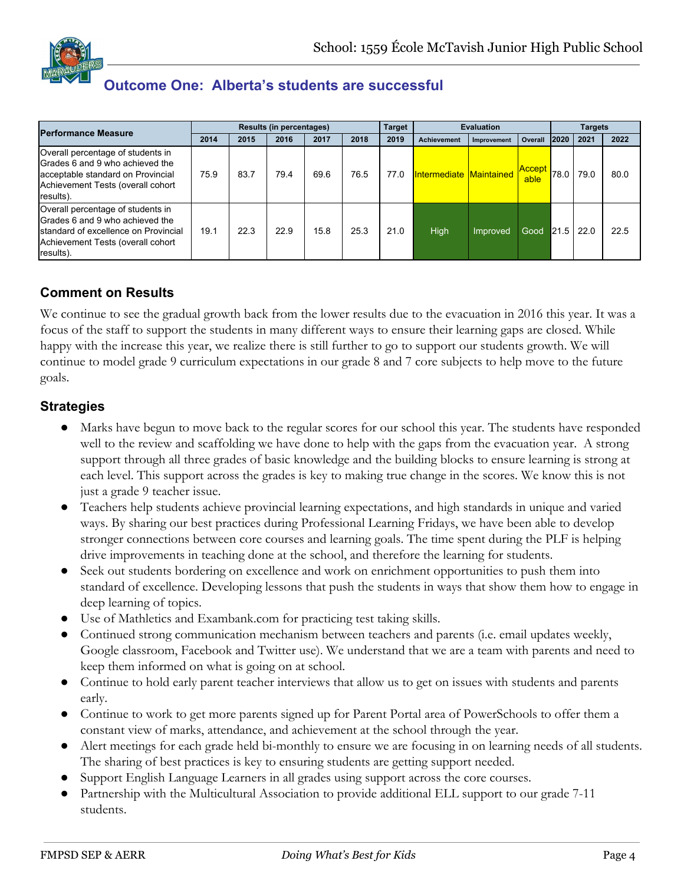School: 1559 École McTavish Junior High Public School

## Outcome One: Alberta's students are successful

| Performance Measure | Results (in percentages) | | | | | Target | Evaluation | | | Targets | | |
|---|---|---|---|---|---|---|---|---|---|---|---|---|
| | 2014 | 2015 | 2016 | 2017 | 2018 | 2019 | Achievement | Improvement | Overall | 2020 | 2021 | 2022 |
| Overall percentage of students in Grades 6 and 9 who achieved the acceptable standard on Provincial Achievement Tests (overall cohort results). | 75.9 | 83.7 | 79.4 | 69.6 | 76.5 | 77.0 | Intermediate | Maintained | Acceptable | 78.0 | 79.0 | 80.0 |
| Overall percentage of students in Grades 6 and 9 who achieved the standard of excellence on Provincial Achievement Tests (overall cohort results). | 19.1 | 22.3 | 22.9 | 15.8 | 25.3 | 21.0 | High | Improved | Good | 21.5 | 22.0 | 22.5 |

### Comment on Results

We continue to see the gradual growth back from the lower results due to the evacuation in 2016 this year. It was a focus of the staff to support the students in many different ways to ensure their learning gaps are closed. While happy with the increase this year, we realize there is still further to go to support our students growth. We will continue to model grade 9 curriculum expectations in our grade 8 and 7 core subjects to help move to the future goals.

### Strategies

- Marks have begun to move back to the regular scores for our school this year. The students have responded well to the review and scaffolding we have done to help with the gaps from the evacuation year. A strong support through all three grades of basic knowledge and the building blocks to ensure learning is strong at each level. This support across the grades is key to making true change in the scores. We know this is not just a grade 9 teacher issue.
- Teachers help students achieve provincial learning expectations, and high standards in unique and varied ways. By sharing our best practices during Professional Learning Fridays, we have been able to develop stronger connections between core courses and learning goals. The time spent during the PLF is helping drive improvements in teaching done at the school, and therefore the learning for students.
- Seek out students bordering on excellence and work on enrichment opportunities to push them into standard of excellence. Developing lessons that push the students in ways that show them how to engage in deep learning of topics.
- Use of Mathletics and Exambank.com for practicing test taking skills.
- Continued strong communication mechanism between teachers and parents (i.e. email updates weekly, Google classroom, Facebook and Twitter use). We understand that we are a team with parents and need to keep them informed on what is going on at school.
- Continue to hold early parent teacher interviews that allow us to get on issues with students and parents early.
- Continue to work to get more parents signed up for Parent Portal area of PowerSchools to offer them a constant view of marks, attendance, and achievement at the school through the year.
- Alert meetings for each grade held bi-monthly to ensure we are focusing in on learning needs of all students. The sharing of best practices is key to ensuring students are getting support needed.
- Support English Language Learners in all grades using support across the core courses.
- Partnership with the Multicultural Association to provide additional ELL support to our grade 7-11 students.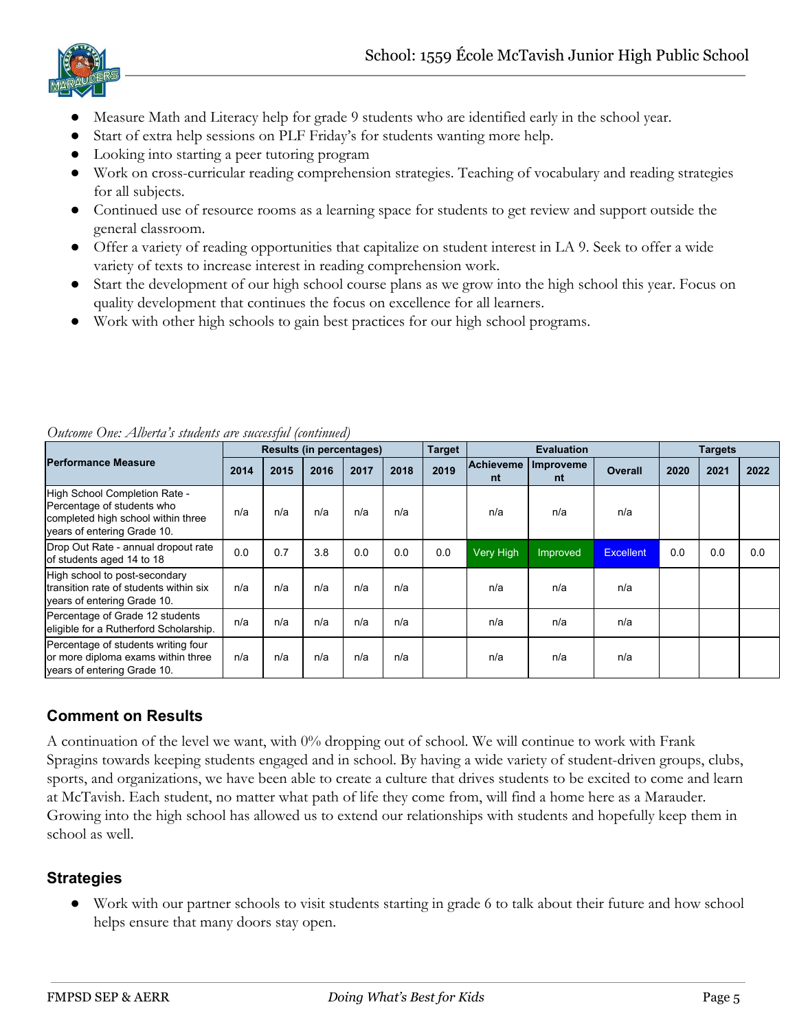- Measure Math and Literacy help for grade 9 students who are identified early in the school year.
- Start of extra help sessions on PLF Friday's for students wanting more help.
- Looking into starting a peer tutoring program
- Work on cross-curricular reading comprehension strategies. Teaching of vocabulary and reading strategies for all subjects.
- Continued use of resource rooms as a learning space for students to get review and support outside the general classroom.
- Offer a variety of reading opportunities that capitalize on student interest in LA 9. Seek to offer a wide variety of texts to increase interest in reading comprehension work.
- Start the development of our high school course plans as we grow into the high school this year. Focus on quality development that continues the focus on excellence for all learners.
- Work with other high schools to gain best practices for our high school programs.

*Outcome One: Alberta's students are successful (continued)*

| Performance Measure | Results (in percentages) | | | | | Target | Evaluation | | | Targets | | |
|---|---|---|---|---|---|---|---|---|---|---|---|---|
| | 2014 | 2015 | 2016 | 2017 | 2018 | 2019 | Achievement | Improvement | Overall | 2020 | 2021 | 2022 |
| High School Completion Rate - Percentage of students who completed high school within three years of entering Grade 10. | n/a | n/a | n/a | n/a | n/a | | n/a | n/a | n/a | | | |
| Drop Out Rate - annual dropout rate of students aged 14 to 18 | 0.0 | 0.7 | 3.8 | 0.0 | 0.0 | 0.0 | Very High | Improved | Excellent | 0.0 | 0.0 | 0.0 |
| High school to post-secondary transition rate of students within six years of entering Grade 10. | n/a | n/a | n/a | n/a | n/a | | n/a | n/a | n/a | | | |
| Percentage of Grade 12 students eligible for a Rutherford Scholarship. | n/a | n/a | n/a | n/a | n/a | | n/a | n/a | n/a | | | |
| Percentage of students writing four or more diploma exams within three years of entering Grade 10. | n/a | n/a | n/a | n/a | n/a | | n/a | n/a | n/a | | | |

## Comment on Results

A continuation of the level we want, with 0% dropping out of school. We will continue to work with Frank Spragins towards keeping students engaged and in school. By having a wide variety of student-driven groups, clubs, sports, and organizations, we have been able to create a culture that drives students to be excited to come and learn at McTavish. Each student, no matter what path of life they come from, will find a home here as a Marauder. Growing into the high school has allowed us to extend our relationships with students and hopefully keep them in school as well.

## Strategies

- Work with our partner schools to visit students starting in grade 6 to talk about their future and how school helps ensure that many doors stay open.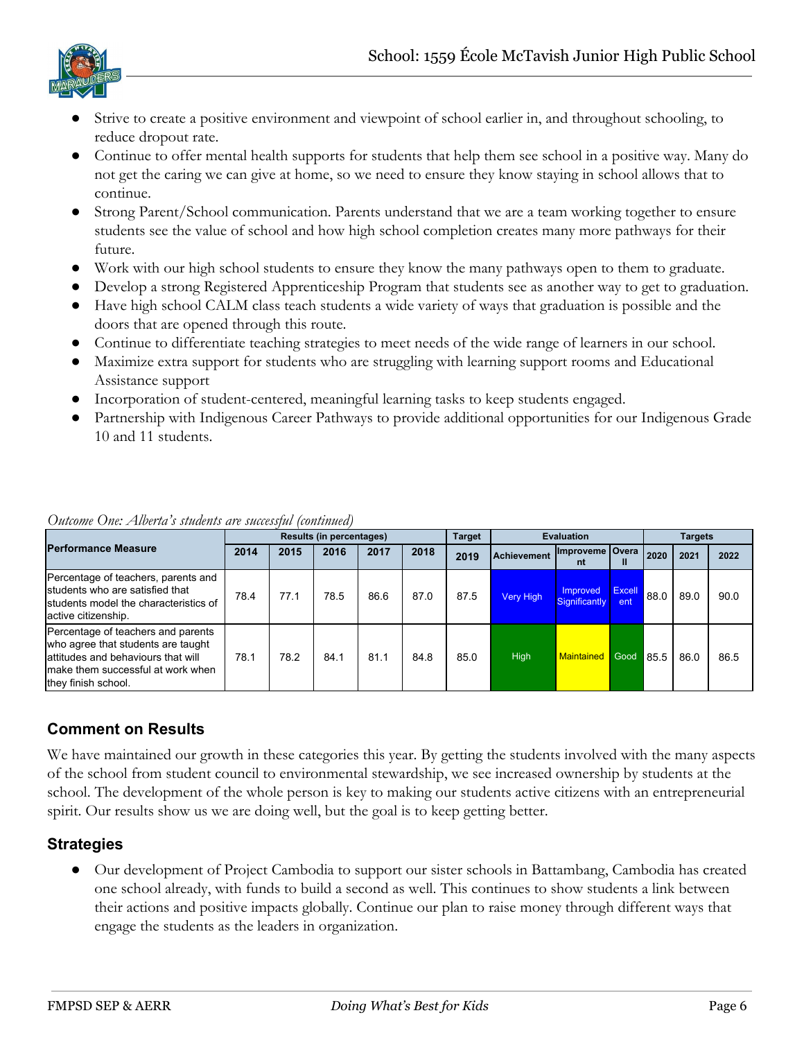- Strive to create a positive environment and viewpoint of school earlier in, and throughout schooling, to reduce dropout rate.
- Continue to offer mental health supports for students that help them see school in a positive way. Many do not get the caring we can give at home, so we need to ensure they know staying in school allows that to continue.
- Strong Parent/School communication. Parents understand that we are a team working together to ensure students see the value of school and how high school completion creates many more pathways for their future.
- Work with our high school students to ensure they know the many pathways open to them to graduate.
- Develop a strong Registered Apprenticeship Program that students see as another way to get to graduation.
- Have high school CALM class teach students a wide variety of ways that graduation is possible and the doors that are opened through this route.
- Continue to differentiate teaching strategies to meet needs of the wide range of learners in our school.
- Maximize extra support for students who are struggling with learning support rooms and Educational Assistance support
- Incorporation of student-centered, meaningful learning tasks to keep students engaged.
- Partnership with Indigenous Career Pathways to provide additional opportunities for our Indigenous Grade 10 and 11 students.

*Outcome One: Alberta's students are successful (continued)*

| Performance Measure | Results (in percentages) | | | | | Target | Evaluation | | | Targets | | |
|---|---|---|---|---|---|---|---|---|---|---|---|---|
| | 2014 | 2015 | 2016 | 2017 | 2018 | 2019 | Achievement | Improvement | Overall | 2020 | 2021 | 2022 |
| Percentage of teachers, parents and students who are satisfied that students model the characteristics of active citizenship. | 78.4 | 77.1 | 78.5 | 86.6 | 87.0 | 87.5 | Very High | Improved Significantly | Excellent | 88.0 | 89.0 | 90.0 |
| Percentage of teachers and parents who agree that students are taught attitudes and behaviours that will make them successful at work when they finish school. | 78.1 | 78.2 | 84.1 | 81.1 | 84.8 | 85.0 | High | Maintained | Good | 85.5 | 86.0 | 86.5 |

## Comment on Results

We have maintained our growth in these categories this year. By getting the students involved with the many aspects of the school from student council to environmental stewardship, we see increased ownership by students at the school. The development of the whole person is key to making our students active citizens with an entrepreneurial spirit. Our results show us we are doing well, but the goal is to keep getting better.

## Strategies

- Our development of Project Cambodia to support our sister schools in Battambang, Cambodia has created one school already, with funds to build a second as well. This continues to show students a link between their actions and positive impacts globally. Continue our plan to raise money through different ways that engage the students as the leaders in organization.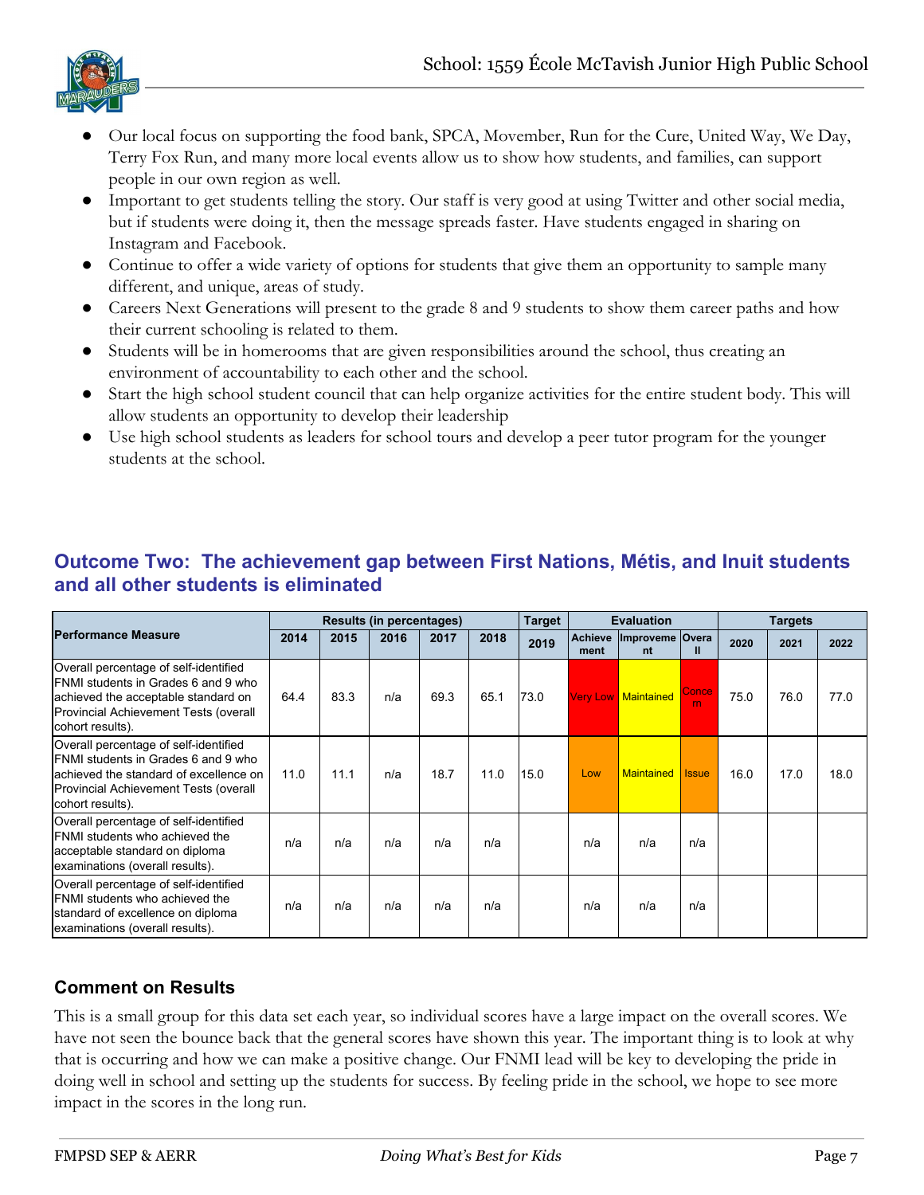- Our local focus on supporting the food bank, SPCA, Movember, Run for the Cure, United Way, We Day, Terry Fox Run, and many more local events allow us to show how students, and families, can support people in our own region as well.
- Important to get students telling the story. Our staff is very good at using Twitter and other social media, but if students were doing it, then the message spreads faster. Have students engaged in sharing on Instagram and Facebook.
- Continue to offer a wide variety of options for students that give them an opportunity to sample many different, and unique, areas of study.
- Careers Next Generations will present to the grade 8 and 9 students to show them career paths and how their current schooling is related to them.
- Students will be in homerooms that are given responsibilities around the school, thus creating an environment of accountability to each other and the school.
- Start the high school student council that can help organize activities for the entire student body. This will allow students an opportunity to develop their leadership
- Use high school students as leaders for school tours and develop a peer tutor program for the younger students at the school.

## Outcome Two: The achievement gap between First Nations, Métis, and Inuit students and all other students is eliminated

| Performance Measure | Results (in percentages) | | | | | Target | Evaluation | | | Targets | | |
|---|---|---|---|---|---|---|---|---|---|---|---|---|
| | 2014 | 2015 | 2016 | 2017 | 2018 | 2019 | Achievement | Improvement | Overall | 2020 | 2021 | 2022 |
| Overall percentage of self-identified FNMI students in Grades 6 and 9 who achieved the acceptable standard on Provincial Achievement Tests (overall cohort results). | 64.4 | 83.3 | n/a | 69.3 | 65.1 | 73.0 | Very Low | Maintained | Concern | 75.0 | 76.0 | 77.0 |
| Overall percentage of self-identified FNMI students in Grades 6 and 9 who achieved the standard of excellence on Provincial Achievement Tests (overall cohort results). | 11.0 | 11.1 | n/a | 18.7 | 11.0 | 15.0 | Low | Maintained | Issue | 16.0 | 17.0 | 18.0 |
| Overall percentage of self-identified FNMI students who achieved the acceptable standard on diploma examinations (overall results). | n/a | n/a | n/a | n/a | n/a | | n/a | n/a | n/a | | | |
| Overall percentage of self-identified FNMI students who achieved the standard of excellence on diploma examinations (overall results). | n/a | n/a | n/a | n/a | n/a | | n/a | n/a | n/a | | | |

### Comment on Results

This is a small group for this data set each year, so individual scores have a large impact on the overall scores. We have not seen the bounce back that the general scores have shown this year. The important thing is to look at why that is occurring and how we can make a positive change. Our FNMI lead will be key to developing the pride in doing well in school and setting up the students for success. By feeling pride in the school, we hope to see more impact in the scores in the long run.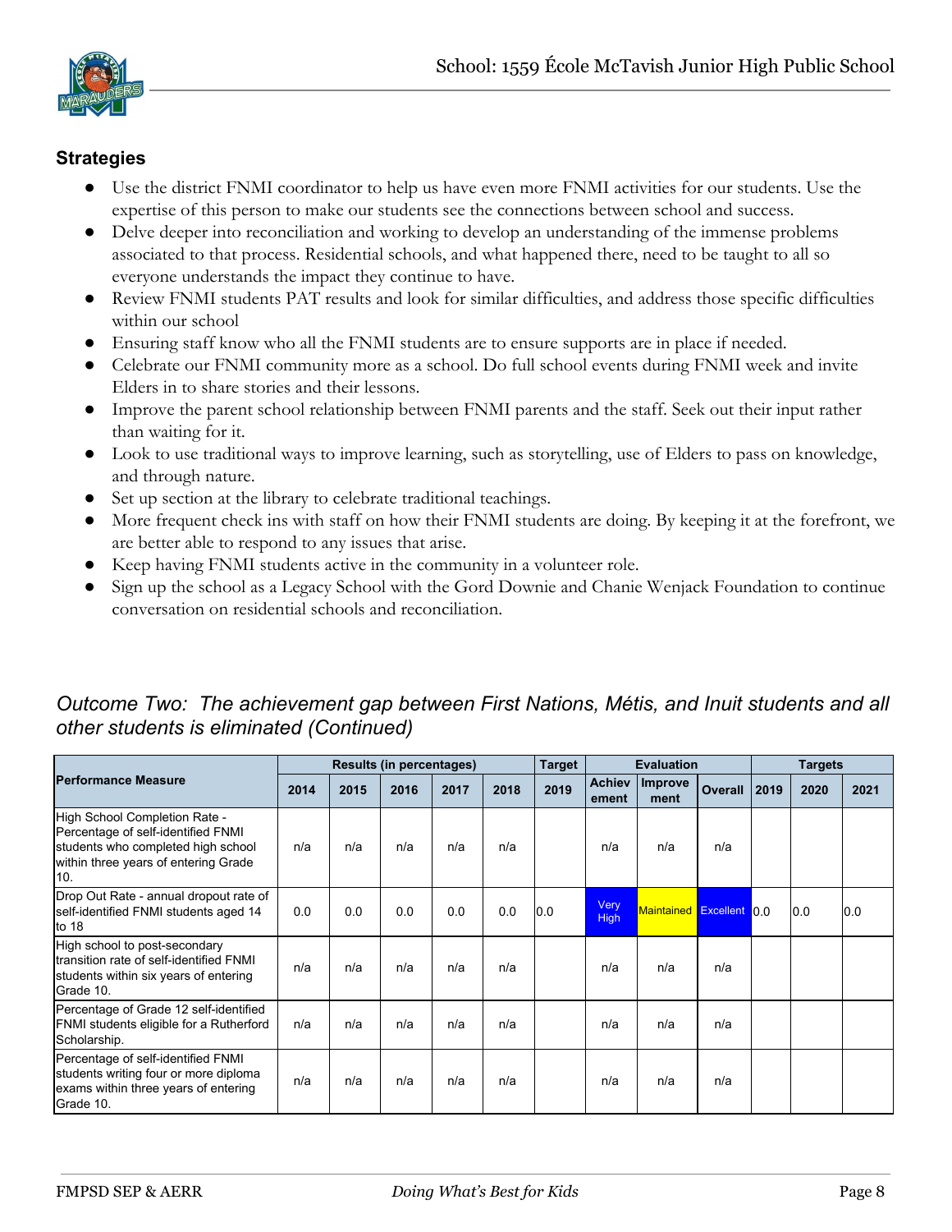## Strategies

- Use the district FNMI coordinator to help us have even more FNMI activities for our students. Use the expertise of this person to make our students see the connections between school and success.
- Delve deeper into reconciliation and working to develop an understanding of the immense problems associated to that process. Residential schools, and what happened there, need to be taught to all so everyone understands the impact they continue to have.
- Review FNMI students PAT results and look for similar difficulties, and address those specific difficulties within our school
- Ensuring staff know who all the FNMI students are to ensure supports are in place if needed.
- Celebrate our FNMI community more as a school. Do full school events during FNMI week and invite Elders in to share stories and their lessons.
- Improve the parent school relationship between FNMI parents and the staff. Seek out their input rather than waiting for it.
- Look to use traditional ways to improve learning, such as storytelling, use of Elders to pass on knowledge, and through nature.
- Set up section at the library to celebrate traditional teachings.
- More frequent check ins with staff on how their FNMI students are doing. By keeping it at the forefront, we are better able to respond to any issues that arise.
- Keep having FNMI students active in the community in a volunteer role.
- Sign up the school as a Legacy School with the Gord Downie and Chanie Wenjack Foundation to continue conversation on residential schools and reconciliation.

## *Outcome Two: The achievement gap between First Nations, Métis, and Inuit students and all other students is eliminated (Continued)*

| Performance Measure | Results (in percentages) | | | | | Target | Evaluation | | | Targets | | |
|---|---|---|---|---|---|---|---|---|---|---|---|---|
| | 2014 | 2015 | 2016 | 2017 | 2018 | 2019 | Achievement | Improvement | Overall | 2019 | 2020 | 2021 |
| High School Completion Rate - Percentage of self-identified FNMI students who completed high school within three years of entering Grade 10. | n/a | n/a | n/a | n/a | n/a | | n/a | n/a | n/a | | | |
| Drop Out Rate - annual dropout rate of self-identified FNMI students aged 14 to 18 | 0.0 | 0.0 | 0.0 | 0.0 | 0.0 | 0.0 | Very High | Maintained | Excellent | 0.0 | 0.0 | 0.0 |
| High school to post-secondary transition rate of self-identified FNMI students within six years of entering Grade 10. | n/a | n/a | n/a | n/a | n/a | | n/a | n/a | n/a | | | |
| Percentage of Grade 12 self-identified FNMI students eligible for a Rutherford Scholarship. | n/a | n/a | n/a | n/a | n/a | | n/a | n/a | n/a | | | |
| Percentage of self-identified FNMI students writing four or more diploma exams within three years of entering Grade 10. | n/a | n/a | n/a | n/a | n/a | | n/a | n/a | n/a | | | |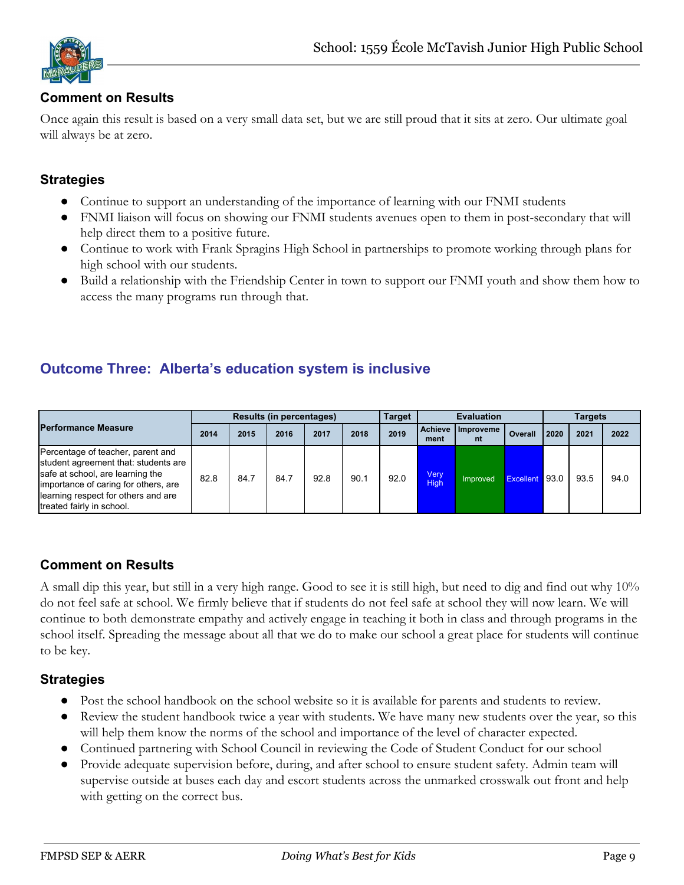## Comment on Results

Once again this result is based on a very small data set, but we are still proud that it sits at zero. Our ultimate goal will always be at zero.

## Strategies

- Continue to support an understanding of the importance of learning with our FNMI students
- FNMI liaison will focus on showing our FNMI students avenues open to them in post-secondary that will help direct them to a positive future.
- Continue to work with Frank Spragins High School in partnerships to promote working through plans for high school with our students.
- Build a relationship with the Friendship Center in town to support our FNMI youth and show them how to access the many programs run through that.

# Outcome Three: Alberta's education system is inclusive

| Performance Measure | Results (in percentages) | | | | | Target | Evaluation | | | Targets | | |
|---|---|---|---|---|---|---|---|---|---|---|---|---|
| | 2014 | 2015 | 2016 | 2017 | 2018 | 2019 | Achievement | Improvement | Overall | 2020 | 2021 | 2022 |
| Percentage of teacher, parent and student agreement that: students are safe at school, are learning the importance of caring for others, are learning respect for others and are treated fairly in school. | 82.8 | 84.7 | 84.7 | 92.8 | 90.1 | 92.0 | Very High | Improved | Excellent | 93.0 | 93.5 | 94.0 |

## Comment on Results

A small dip this year, but still in a very high range. Good to see it is still high, but need to dig and find out why 10% do not feel safe at school. We firmly believe that if students do not feel safe at school they will now learn. We will continue to both demonstrate empathy and actively engage in teaching it both in class and through programs in the school itself. Spreading the message about all that we do to make our school a great place for students will continue to be key.

## Strategies

- Post the school handbook on the school website so it is available for parents and students to review.
- Review the student handbook twice a year with students. We have many new students over the year, so this will help them know the norms of the school and importance of the level of character expected.
- Continued partnering with School Council in reviewing the Code of Student Conduct for our school
- Provide adequate supervision before, during, and after school to ensure student safety. Admin team will supervise outside at buses each day and escort students across the unmarked crosswalk out front and help with getting on the correct bus.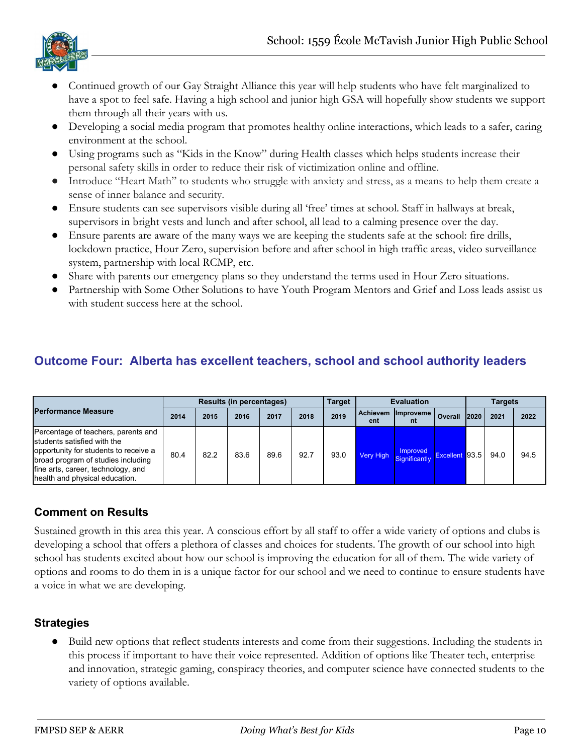- Continued growth of our Gay Straight Alliance this year will help students who have felt marginalized to have a spot to feel safe. Having a high school and junior high GSA will hopefully show students we support them through all their years with us.
- Developing a social media program that promotes healthy online interactions, which leads to a safer, caring environment at the school.
- Using programs such as "Kids in the Know" during Health classes which helps students increase their personal safety skills in order to reduce their risk of victimization online and offline.
- Introduce "Heart Math" to students who struggle with anxiety and stress, as a means to help them create a sense of inner balance and security.
- Ensure students can see supervisors visible during all 'free' times at school. Staff in hallways at break, supervisors in bright vests and lunch and after school, all lead to a calming presence over the day.
- Ensure parents are aware of the many ways we are keeping the students safe at the school: fire drills, lockdown practice, Hour Zero, supervision before and after school in high traffic areas, video surveillance system, partnership with local RCMP, etc.
- Share with parents our emergency plans so they understand the terms used in Hour Zero situations.
- Partnership with Some Other Solutions to have Youth Program Mentors and Grief and Loss leads assist us with student success here at the school.

## Outcome Four: Alberta has excellent teachers, school and school authority leaders

| Performance Measure | Results (in percentages) | | | | | Target | Evaluation | | | Targets | | |
|---|---|---|---|---|---|---|---|---|---|---|---|---|
| | 2014 | 2015 | 2016 | 2017 | 2018 | 2019 | Achievement | Improvement | Overall | 2020 | 2021 | 2022 |
| Percentage of teachers, parents and students satisfied with the opportunity for students to receive a broad program of studies including fine arts, career, technology, and health and physical education. | 80.4 | 82.2 | 83.6 | 89.6 | 92.7 | 93.0 | Very High | Improved Significantly | Excellent | 93.5 | 94.0 | 94.5 |

### Comment on Results

Sustained growth in this area this year. A conscious effort by all staff to offer a wide variety of options and clubs is developing a school that offers a plethora of classes and choices for students. The growth of our school into high school has students excited about how our school is improving the education for all of them. The wide variety of options and rooms to do them in is a unique factor for our school and we need to continue to ensure students have a voice in what we are developing.

### Strategies

- Build new options that reflect students interests and come from their suggestions. Including the students in this process if important to have their voice represented. Addition of options like Theater tech, enterprise and innovation, strategic gaming, conspiracy theories, and computer science have connected students to the variety of options available.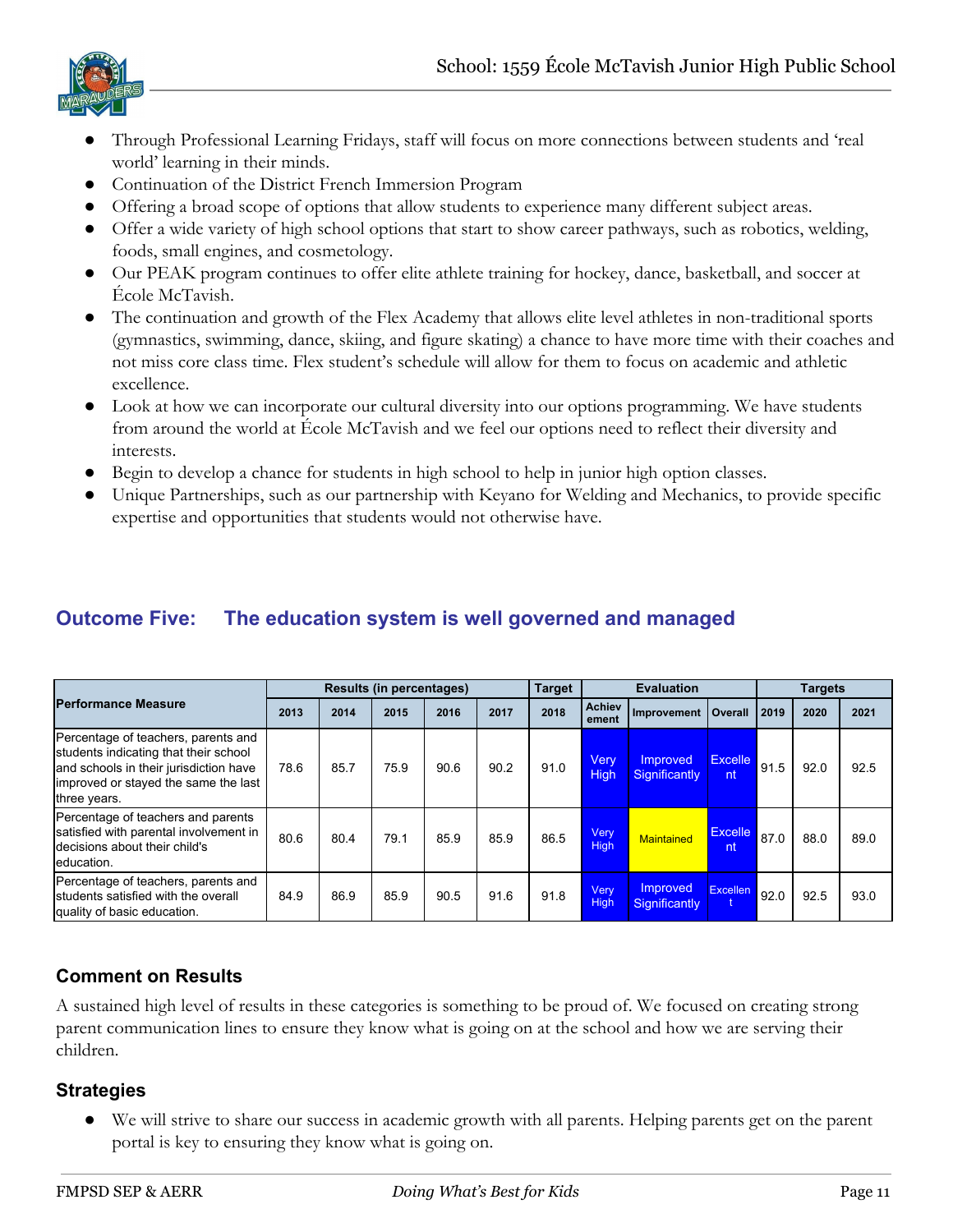- Through Professional Learning Fridays, staff will focus on more connections between students and 'real world' learning in their minds.
- Continuation of the District French Immersion Program
- Offering a broad scope of options that allow students to experience many different subject areas.
- Offer a wide variety of high school options that start to show career pathways, such as robotics, welding, foods, small engines, and cosmetology.
- Our PEAK program continues to offer elite athlete training for hockey, dance, basketball, and soccer at École McTavish.
- The continuation and growth of the Flex Academy that allows elite level athletes in non-traditional sports (gymnastics, swimming, dance, skiing, and figure skating) a chance to have more time with their coaches and not miss core class time. Flex student's schedule will allow for them to focus on academic and athletic excellence.
- Look at how we can incorporate our cultural diversity into our options programming. We have students from around the world at École McTavish and we feel our options need to reflect their diversity and interests.
- Begin to develop a chance for students in high school to help in junior high option classes.
- Unique Partnerships, such as our partnership with Keyano for Welding and Mechanics, to provide specific expertise and opportunities that students would not otherwise have.

## Outcome Five: The education system is well governed and managed

| Performance Measure | Results (in percentages) | | | | | Target | Evaluation | | | Targets | | |
|---|---|---|---|---|---|---|---|---|---|---|---|---|
| | 2013 | 2014 | 2015 | 2016 | 2017 | 2018 | Achievement | Improvement | Overall | 2019 | 2020 | 2021 |
| Percentage of teachers, parents and students indicating that their school and schools in their jurisdiction have improved or stayed the same the last three years. | 78.6 | 85.7 | 75.9 | 90.6 | 90.2 | 91.0 | Very High | Improved Significantly | Excellent | 91.5 | 92.0 | 92.5 |
| Percentage of teachers and parents satisfied with parental involvement in decisions about their child's education. | 80.6 | 80.4 | 79.1 | 85.9 | 85.9 | 86.5 | Very High | Maintained | Excellent | 87.0 | 88.0 | 89.0 |
| Percentage of teachers, parents and students satisfied with the overall quality of basic education. | 84.9 | 86.9 | 85.9 | 90.5 | 91.6 | 91.8 | Very High | Improved Significantly | Excellent | 92.0 | 92.5 | 93.0 |

### Comment on Results

A sustained high level of results in these categories is something to be proud of. We focused on creating strong parent communication lines to ensure they know what is going on at the school and how we are serving their children.

### Strategies

- We will strive to share our success in academic growth with all parents. Helping parents get on the parent portal is key to ensuring they know what is going on.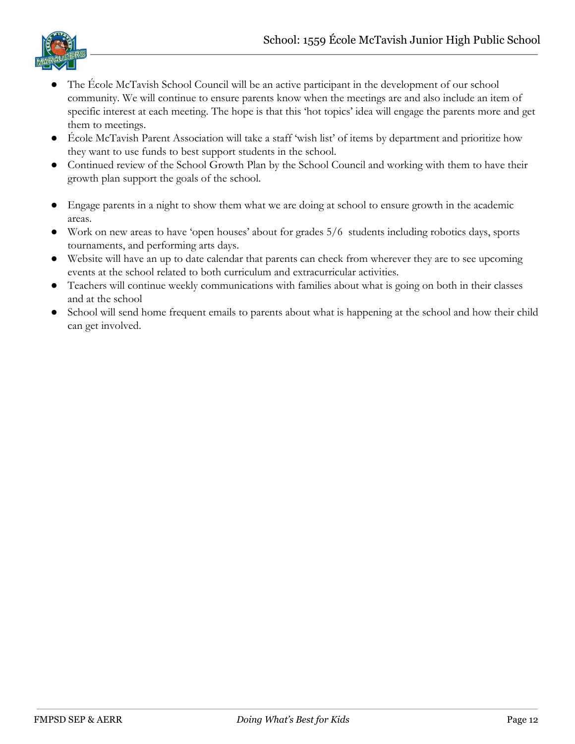- The École McTavish School Council will be an active participant in the development of our school community. We will continue to ensure parents know when the meetings are and also include an item of specific interest at each meeting. The hope is that this 'hot topics' idea will engage the parents more and get them to meetings.
- École McTavish Parent Association will take a staff 'wish list' of items by department and prioritize how they want to use funds to best support students in the school.
- Continued review of the School Growth Plan by the School Council and working with them to have their growth plan support the goals of the school.

- Engage parents in a night to show them what we are doing at school to ensure growth in the academic areas.
- Work on new areas to have 'open houses' about for grades 5/6 students including robotics days, sports tournaments, and performing arts days.
- Website will have an up to date calendar that parents can check from wherever they are to see upcoming events at the school related to both curriculum and extracurricular activities.
- Teachers will continue weekly communications with families about what is going on both in their classes and at the school
- School will send home frequent emails to parents about what is happening at the school and how their child can get involved.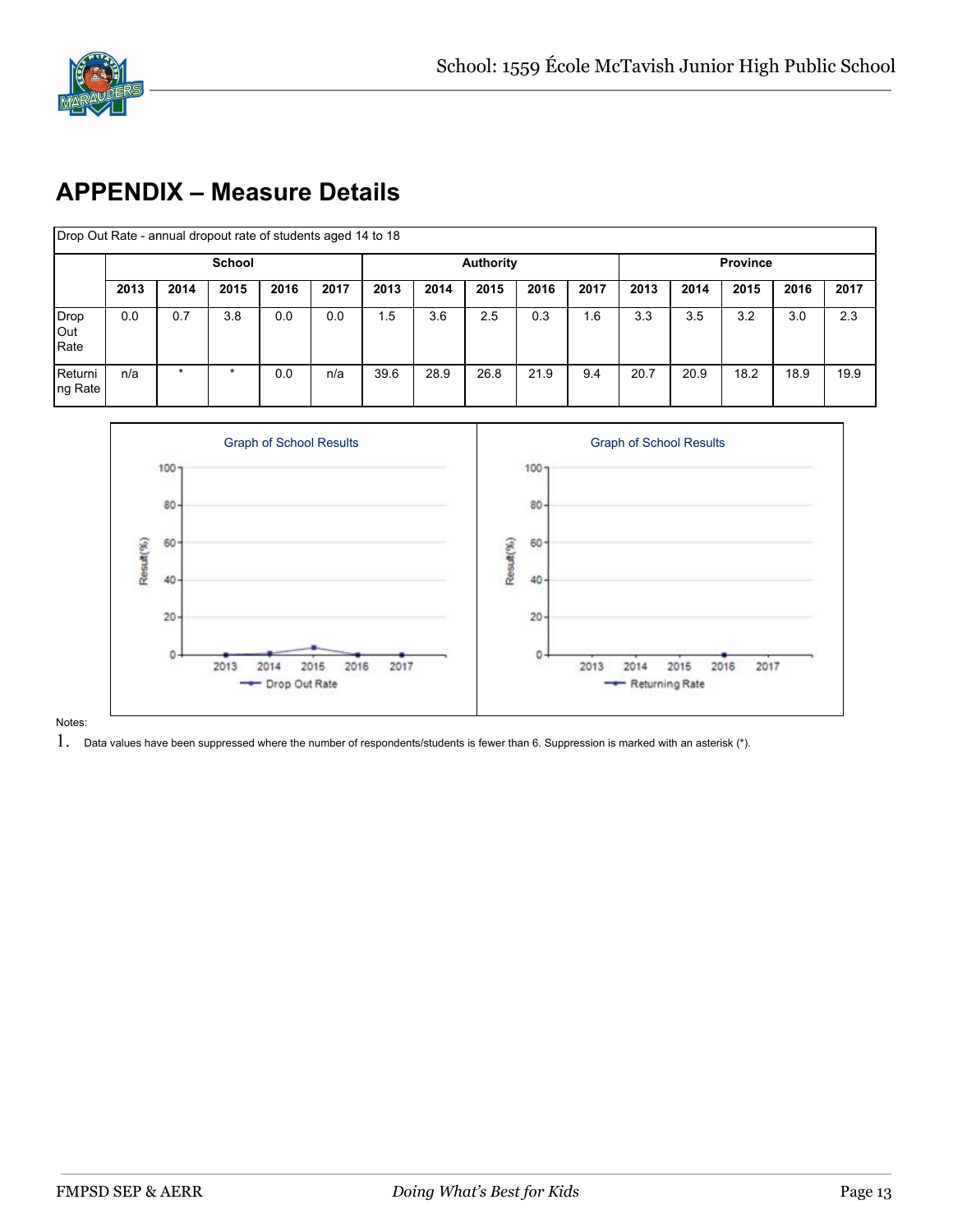## APPENDIX – Measure Details

| Drop Out Rate - annual dropout rate of students aged 14 to 18 | | | | | | | | | | | | | | | |
|---|---|---|---|---|---|---|---|---|---|---|---|---|---|---|---|
| | School | | | | | Authority | | | | | Province | | | | |
| | 2013 | 2014 | 2015 | 2016 | 2017 | 2013 | 2014 | 2015 | 2016 | 2017 | 2013 | 2014 | 2015 | 2016 | 2017 |
| Drop Out Rate | 0.0 | 0.7 | 3.8 | 0.0 | 0.0 | 1.5 | 3.6 | 2.5 | 0.3 | 1.6 | 3.3 | 3.5 | 3.2 | 3.0 | 2.3 |
| Returning Rate | n/a | * | * | 0.0 | n/a | 39.6 | 28.9 | 26.8 | 21.9 | 9.4 | 20.7 | 20.9 | 18.2 | 18.9 | 19.9 |

Graph of School Results

Graph of School Results

Notes:

1. Data values have been suppressed where the number of respondents/students is fewer than 6. Suppression is marked with an asterisk (*).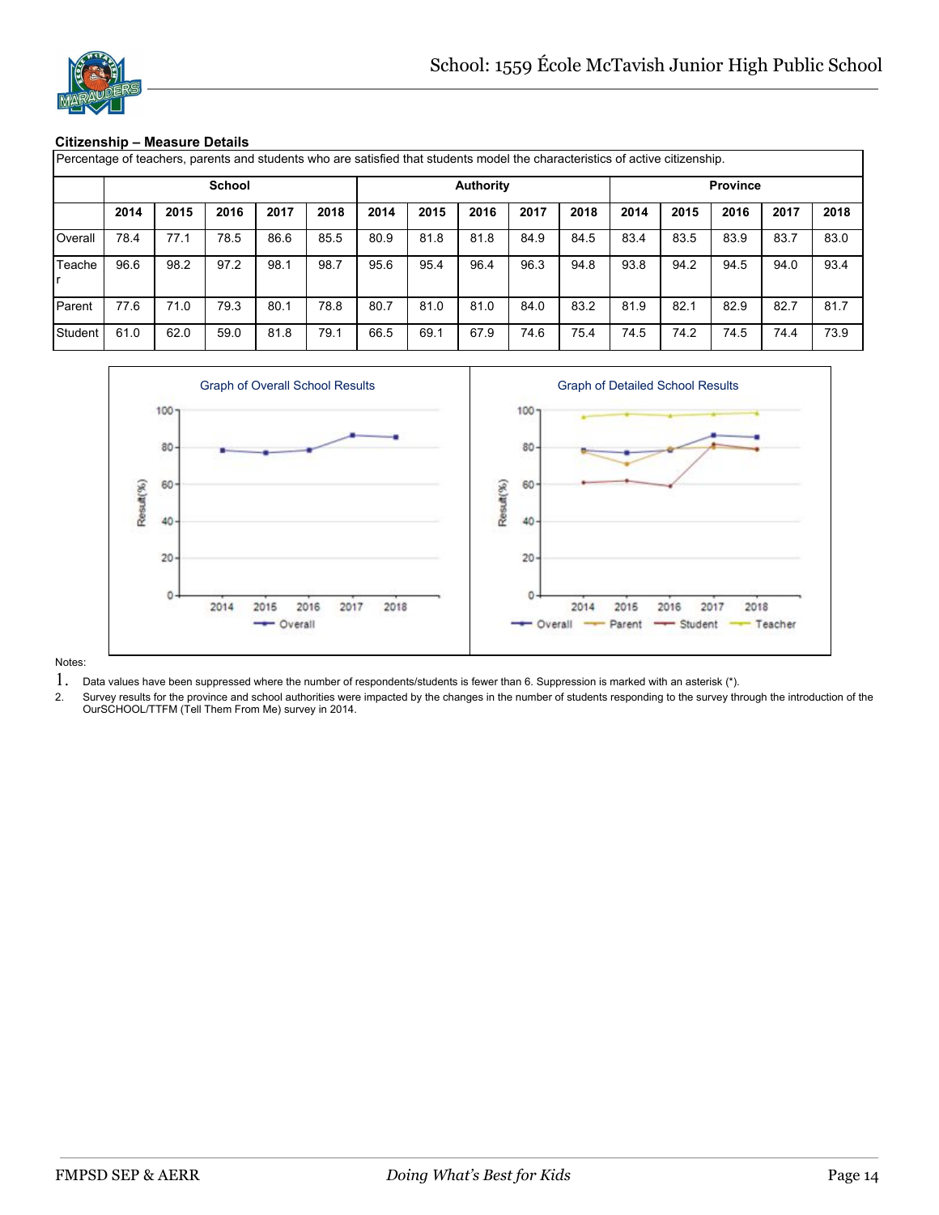## Citizenship – Measure Details

| Percentage of teachers, parents and students who are satisfied that students model the characteristics of active citizenship. | | | | | | | | | | | | | | | |
|---|---|---|---|---|---|---|---|---|---|---|---|---|---|---|---|
| | School | | | | | Authority | | | | | Province | | | | |
| | 2014 | 2015 | 2016 | 2017 | 2018 | 2014 | 2015 | 2016 | 2017 | 2018 | 2014 | 2015 | 2016 | 2017 | 2018 |
| Overall | 78.4 | 77.1 | 78.5 | 86.6 | 85.5 | 80.9 | 81.8 | 81.8 | 84.9 | 84.5 | 83.4 | 83.5 | 83.9 | 83.7 | 83.0 |
| Teacher | 96.6 | 98.2 | 97.2 | 98.1 | 98.7 | 95.6 | 95.4 | 96.4 | 96.3 | 94.8 | 93.8 | 94.2 | 94.5 | 94.0 | 93.4 |
| Parent | 77.6 | 71.0 | 79.3 | 80.1 | 78.8 | 80.7 | 81.0 | 81.0 | 84.0 | 83.2 | 81.9 | 82.1 | 82.9 | 82.7 | 81.7 |
| Student | 61.0 | 62.0 | 59.0 | 81.8 | 79.1 | 66.5 | 69.1 | 67.9 | 74.6 | 75.4 | 74.5 | 74.2 | 74.5 | 74.4 | 73.9 |

Graph of Overall School Results

Graph of Detailed School Results

Notes:

1. Data values have been suppressed where the number of respondents/students is fewer than 6. Suppression is marked with an asterisk (*).
2. Survey results for the province and school authorities were impacted by the changes in the number of students responding to the survey through the introduction of the OurSCHOOL/TTFM (Tell Them From Me) survey in 2014.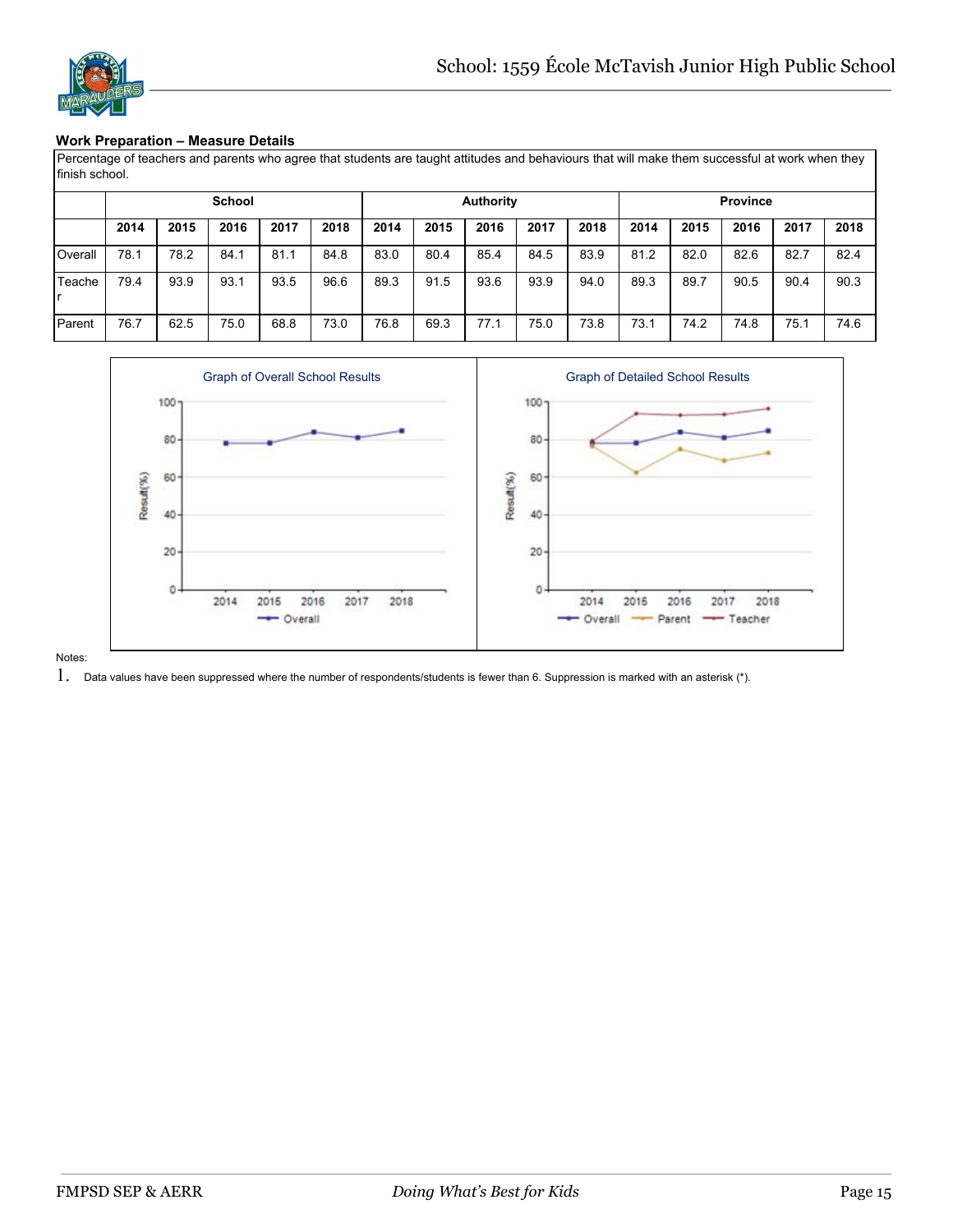### Work Preparation – Measure Details

| Percentage of teachers and parents who agree that students are taught attitudes and behaviours that will make them successful at work when they finish school. | | | | | | | | | | | | | | | |
|---|---|---|---|---|---|---|---|---|---|---|---|---|---|---|---|
| | School | | | | | Authority | | | | | Province | | | | |
| | 2014 | 2015 | 2016 | 2017 | 2018 | 2014 | 2015 | 2016 | 2017 | 2018 | 2014 | 2015 | 2016 | 2017 | 2018 |
| Overall | 78.1 | 78.2 | 84.1 | 81.1 | 84.8 | 83.0 | 80.4 | 85.4 | 84.5 | 83.9 | 81.2 | 82.0 | 82.6 | 82.7 | 82.4 |
| Teacher | 79.4 | 93.9 | 93.1 | 93.5 | 96.6 | 89.3 | 91.5 | 93.6 | 93.9 | 94.0 | 89.3 | 89.7 | 90.5 | 90.4 | 90.3 |
| Parent | 76.7 | 62.5 | 75.0 | 68.8 | 73.0 | 76.8 | 69.3 | 77.1 | 75.0 | 73.8 | 73.1 | 74.2 | 74.8 | 75.1 | 74.6 |

Graph of Overall School Results

Graph of Detailed School Results

Notes:

1. Data values have been suppressed where the number of respondents/students is fewer than 6. Suppression is marked with an asterisk (*).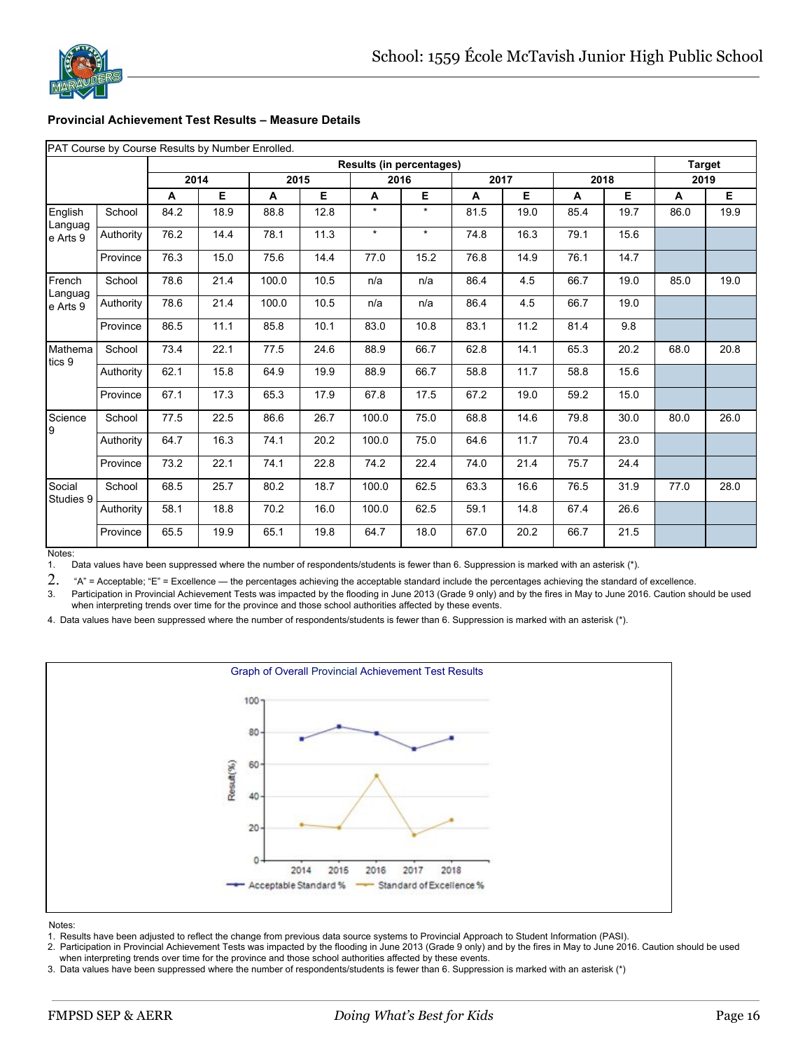## Provincial Achievement Test Results – Measure Details

| PAT Course by Course Results by Number Enrolled. | | | | | | | | | | | | | |
|---|---|---|---|---|---|---|---|---|---|---|---|---|---|
| | | Results (in percentages) | | | | | | | | | | Target | |
| | | 2014 | | 2015 | | 2016 | | 2017 | | 2018 | | 2019 | |
| | | A | E | A | E | A | E | A | E | A | E | A | E |
| English Language Arts 9 | School | 84.2 | 18.9 | 88.8 | 12.8 | * | * | 81.5 | 19.0 | 85.4 | 19.7 | 86.0 | 19.9 |
| | Authority | 76.2 | 14.4 | 78.1 | 11.3 | * | * | 74.8 | 16.3 | 79.1 | 15.6 | | |
| | Province | 76.3 | 15.0 | 75.6 | 14.4 | 77.0 | 15.2 | 76.8 | 14.9 | 76.1 | 14.7 | | |
| French Language Arts 9 | School | 78.6 | 21.4 | 100.0 | 10.5 | n/a | n/a | 86.4 | 4.5 | 66.7 | 19.0 | 85.0 | 19.0 |
| | Authority | 78.6 | 21.4 | 100.0 | 10.5 | n/a | n/a | 86.4 | 4.5 | 66.7 | 19.0 | | |
| | Province | 86.5 | 11.1 | 85.8 | 10.1 | 83.0 | 10.8 | 83.1 | 11.2 | 81.4 | 9.8 | | |
| Mathematics 9 | School | 73.4 | 22.1 | 77.5 | 24.6 | 88.9 | 66.7 | 62.8 | 14.1 | 65.3 | 20.2 | 68.0 | 20.8 |
| | Authority | 62.1 | 15.8 | 64.9 | 19.9 | 88.9 | 66.7 | 58.8 | 11.7 | 58.8 | 15.6 | | |
| | Province | 67.1 | 17.3 | 65.3 | 17.9 | 67.8 | 17.5 | 67.2 | 19.0 | 59.2 | 15.0 | | |
| Science 9 | School | 77.5 | 22.5 | 86.6 | 26.7 | 100.0 | 75.0 | 68.8 | 14.6 | 79.8 | 30.0 | 80.0 | 26.0 |
| | Authority | 64.7 | 16.3 | 74.1 | 20.2 | 100.0 | 75.0 | 64.6 | 11.7 | 70.4 | 23.0 | | |
| | Province | 73.2 | 22.1 | 74.1 | 22.8 | 74.2 | 22.4 | 74.0 | 21.4 | 75.7 | 24.4 | | |
| Social Studies 9 | School | 68.5 | 25.7 | 80.2 | 18.7 | 100.0 | 62.5 | 63.3 | 16.6 | 76.5 | 31.9 | 77.0 | 28.0 |
| | Authority | 58.1 | 18.8 | 70.2 | 16.0 | 100.0 | 62.5 | 59.1 | 14.8 | 67.4 | 26.6 | | |
| | Province | 65.5 | 19.9 | 65.1 | 19.8 | 64.7 | 18.0 | 67.0 | 20.2 | 66.7 | 21.5 | | |

Notes:
1. Data values have been suppressed where the number of respondents/students is fewer than 6. Suppression is marked with an asterisk (*).
2. "A" = Acceptable; "E" = Excellence — the percentages achieving the acceptable standard include the percentages achieving the standard of excellence.
3. Participation in Provincial Achievement Tests was impacted by the flooding in June 2013 (Grade 9 only) and by the fires in May to June 2016. Caution should be used when interpreting trends over time for the province and those school authorities affected by these events.
4. Data values have been suppressed where the number of respondents/students is fewer than 6. Suppression is marked with an asterisk (*).

Graph of Overall Provincial Achievement Test Results

Notes:
1. Results have been adjusted to reflect the change from previous data source systems to Provincial Approach to Student Information (PASI).
2. Participation in Provincial Achievement Tests was impacted by the flooding in June 2013 (Grade 9 only) and by the fires in May to June 2016. Caution should be used when interpreting trends over time for the province and those school authorities affected by these events.
3. Data values have been suppressed where the number of respondents/students is fewer than 6. Suppression is marked with an asterisk (*)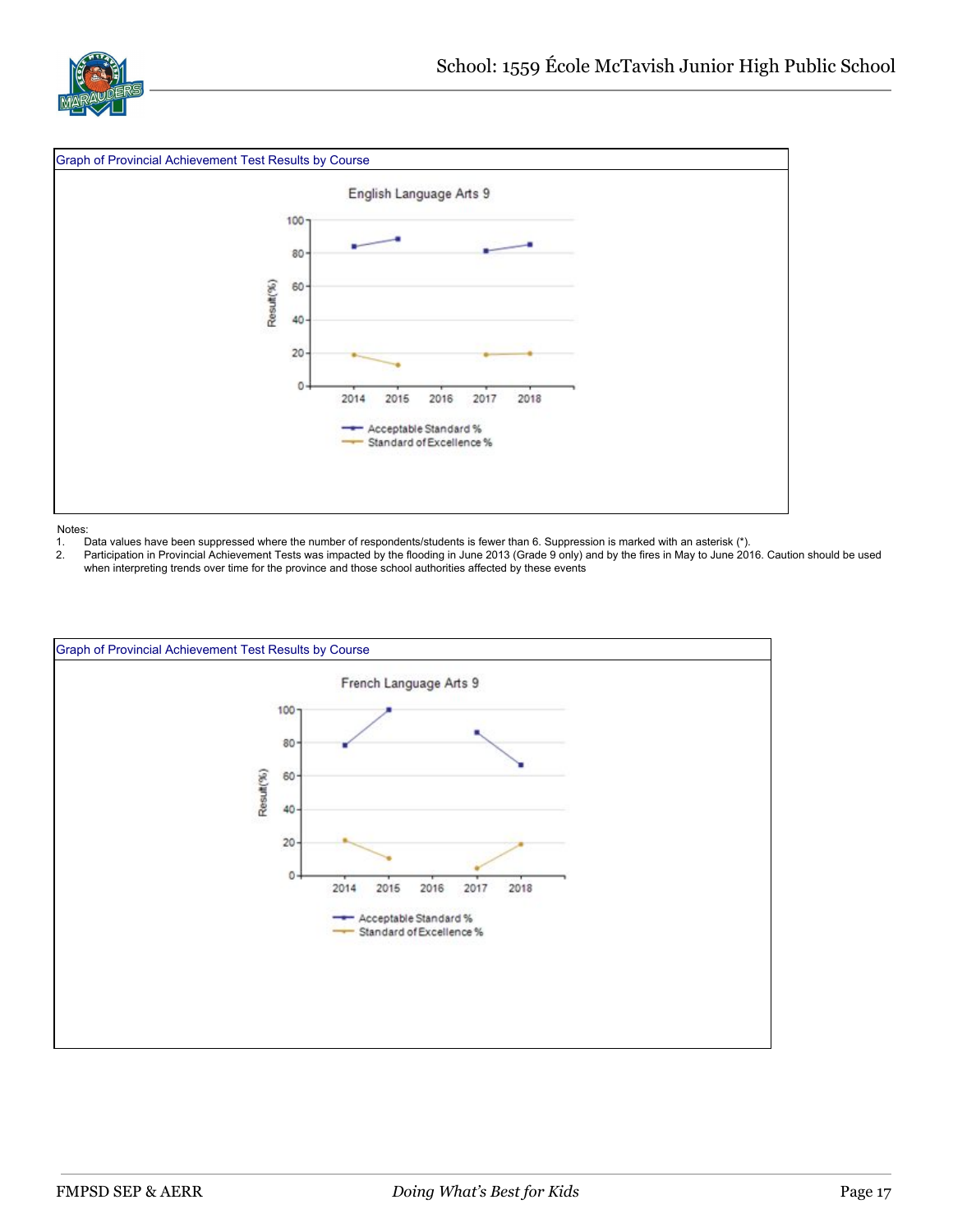Graph of Provincial Achievement Test Results by Course

English Language Arts 9

Result(%)

100
80
60
40
20
0

2014 2015 2016 2017 2018

Acceptable Standard %
Standard of Excellence %

Notes:

1. Data values have been suppressed where the number of respondents/students is fewer than 6. Suppression is marked with an asterisk (*).
2. Participation in Provincial Achievement Tests was impacted by the flooding in June 2013 (Grade 9 only) and by the fires in May to June 2016. Caution should be used when interpreting trends over time for the province and those school authorities affected by these events

Graph of Provincial Achievement Test Results by Course

French Language Arts 9

Result(%)

100
80
60
40
20
0

2014 2015 2016 2017 2018

Acceptable Standard %
Standard of Excellence %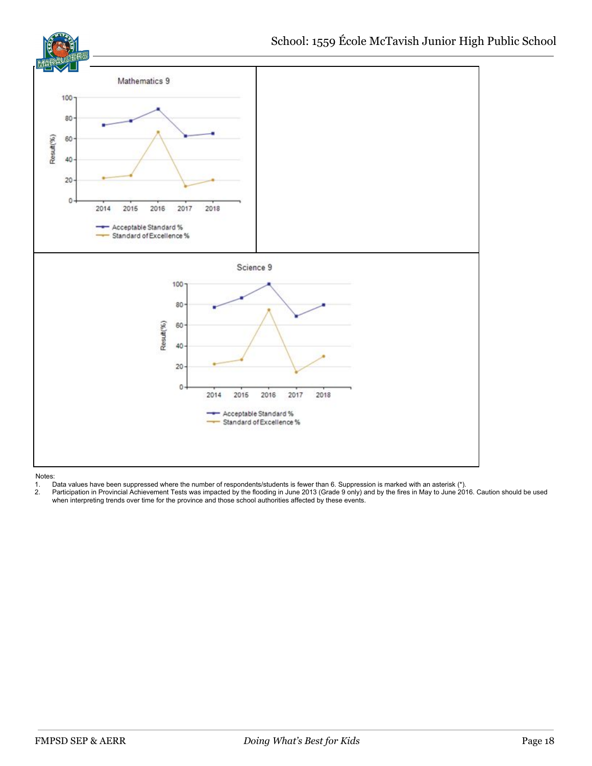School: 1559 École McTavish Junior High Public School

Mathematics 9

Science 9

Notes:

1. Data values have been suppressed where the number of respondents/students is fewer than 6. Suppression is marked with an asterisk (*).
2. Participation in Provincial Achievement Tests was impacted by the flooding in June 2013 (Grade 9 only) and by the fires in May to June 2016. Caution should be used when interpreting trends over time for the province and those school authorities affected by these events.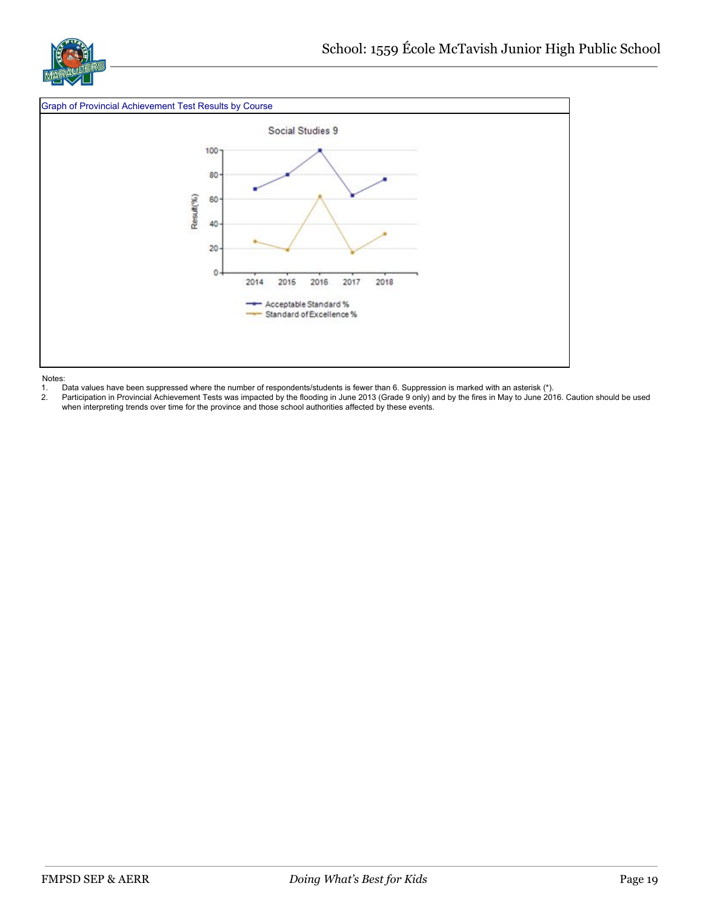Graph of Provincial Achievement Test Results by Course

Social Studies 9

Notes:

1. Data values have been suppressed where the number of respondents/students is fewer than 6. Suppression is marked with an asterisk (*).
2. Participation in Provincial Achievement Tests was impacted by the flooding in June 2013 (Grade 9 only) and by the fires in May to June 2016. Caution should be used when interpreting trends over time for the province and those school authorities affected by these events.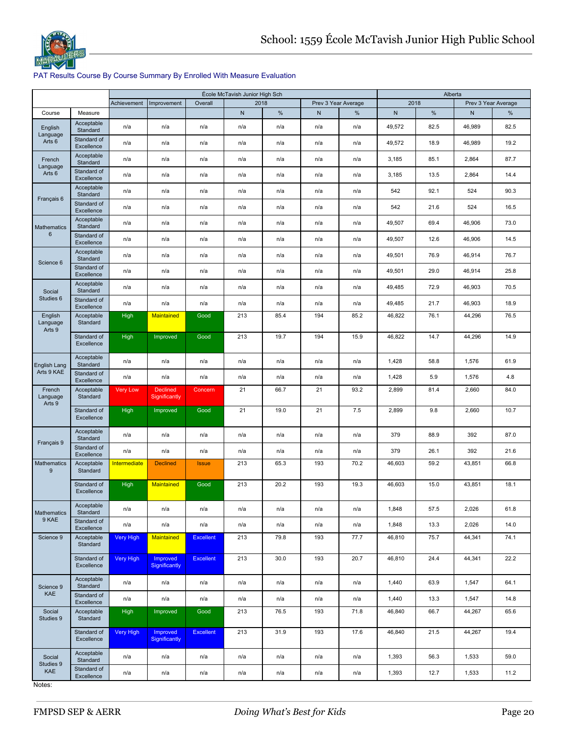# School: 1559 École McTavish Junior High Public School

PAT Results Course By Course Summary By Enrolled With Measure Evaluation

| | | École McTavish Junior High Sch | | | | | | | Alberta | | | |
|---|---|---|---|---|---|---|---|---|---|---|---|---|
| | | Achievement | Improvement | Overall | 2018 | | Prev 3 Year Average | | 2018 | | Prev 3 Year Average | |
| Course | Measure | | | | N | % | N | % | N | % | N | % |
| English Language Arts 6 | Acceptable Standard | n/a | n/a | n/a | n/a | n/a | n/a | n/a | 49,572 | 82.5 | 46,989 | 82.5 |
| | Standard of Excellence | n/a | n/a | n/a | n/a | n/a | n/a | n/a | 49,572 | 18.9 | 46,989 | 19.2 |
| French Language Arts 6 | Acceptable Standard | n/a | n/a | n/a | n/a | n/a | n/a | n/a | 3,185 | 85.1 | 2,864 | 87.7 |
| | Standard of Excellence | n/a | n/a | n/a | n/a | n/a | n/a | n/a | 3,185 | 13.5 | 2,864 | 14.4 |
| Français 6 | Acceptable Standard | n/a | n/a | n/a | n/a | n/a | n/a | n/a | 542 | 92.1 | 524 | 90.3 |
| | Standard of Excellence | n/a | n/a | n/a | n/a | n/a | n/a | n/a | 542 | 21.6 | 524 | 16.5 |
| Mathematics 6 | Acceptable Standard | n/a | n/a | n/a | n/a | n/a | n/a | n/a | 49,507 | 69.4 | 46,906 | 73.0 |
| | Standard of Excellence | n/a | n/a | n/a | n/a | n/a | n/a | n/a | 49,507 | 12.6 | 46,906 | 14.5 |
| Science 6 | Acceptable Standard | n/a | n/a | n/a | n/a | n/a | n/a | n/a | 49,501 | 76.9 | 46,914 | 76.7 |
| | Standard of Excellence | n/a | n/a | n/a | n/a | n/a | n/a | n/a | 49,501 | 29.0 | 46,914 | 25.8 |
| Social Studies 6 | Acceptable Standard | n/a | n/a | n/a | n/a | n/a | n/a | n/a | 49,485 | 72.9 | 46,903 | 70.5 |
| | Standard of Excellence | n/a | n/a | n/a | n/a | n/a | n/a | n/a | 49,485 | 21.7 | 46,903 | 18.9 |
| English Language Arts 9 | Acceptable Standard | High | Maintained | Good | 213 | 85.4 | 194 | 85.2 | 46,822 | 76.1 | 44,296 | 76.5 |
| | Standard of Excellence | High | Improved | Good | 213 | 19.7 | 194 | 15.9 | 46,822 | 14.7 | 44,296 | 14.9 |
| English Lang Arts 9 KAE | Acceptable Standard | n/a | n/a | n/a | n/a | n/a | n/a | n/a | 1,428 | 58.8 | 1,576 | 61.9 |
| | Standard of Excellence | n/a | n/a | n/a | n/a | n/a | n/a | n/a | 1,428 | 5.9 | 1,576 | 4.8 |
| French Language Arts 9 | Acceptable Standard | Very Low | Declined Significantly | Concern | 21 | 66.7 | 21 | 93.2 | 2,899 | 81.4 | 2,660 | 84.0 |
| | Standard of Excellence | High | Improved | Good | 21 | 19.0 | 21 | 7.5 | 2,899 | 9.8 | 2,660 | 10.7 |
| Français 9 | Acceptable Standard | n/a | n/a | n/a | n/a | n/a | n/a | n/a | 379 | 88.9 | 392 | 87.0 |
| | Standard of Excellence | n/a | n/a | n/a | n/a | n/a | n/a | n/a | 379 | 26.1 | 392 | 21.6 |
| Mathematics 9 | Acceptable Standard | Intermediate | Declined | Issue | 213 | 65.3 | 193 | 70.2 | 46,603 | 59.2 | 43,851 | 66.8 |
| | Standard of Excellence | High | Maintained | Good | 213 | 20.2 | 193 | 19.3 | 46,603 | 15.0 | 43,851 | 18.1 |
| Mathematics 9 KAE | Acceptable Standard | n/a | n/a | n/a | n/a | n/a | n/a | n/a | 1,848 | 57.5 | 2,026 | 61.8 |
| | Standard of Excellence | n/a | n/a | n/a | n/a | n/a | n/a | n/a | 1,848 | 13.3 | 2,026 | 14.0 |
| Science 9 | Acceptable Standard | Very High | Maintained | Excellent | 213 | 79.8 | 193 | 77.7 | 46,810 | 75.7 | 44,341 | 74.1 |
| | Standard of Excellence | Very High | Improved Significantly | Excellent | 213 | 30.0 | 193 | 20.7 | 46,810 | 24.4 | 44,341 | 22.2 |
| Science 9 KAE | Acceptable Standard | n/a | n/a | n/a | n/a | n/a | n/a | n/a | 1,440 | 63.9 | 1,547 | 64.1 |
| | Standard of Excellence | n/a | n/a | n/a | n/a | n/a | n/a | n/a | 1,440 | 13.3 | 1,547 | 14.8 |
| Social Studies 9 | Acceptable Standard | High | Improved | Good | 213 | 76.5 | 193 | 71.8 | 46,840 | 66.7 | 44,267 | 65.6 |
| | Standard of Excellence | Very High | Improved Significantly | Excellent | 213 | 31.9 | 193 | 17.6 | 46,840 | 21.5 | 44,267 | 19.4 |
| Social Studies 9 KAE | Acceptable Standard | n/a | n/a | n/a | n/a | n/a | n/a | n/a | 1,393 | 56.3 | 1,533 | 59.0 |
| | Standard of Excellence | n/a | n/a | n/a | n/a | n/a | n/a | n/a | 1,393 | 12.7 | 1,533 | 11.2 |

Notes: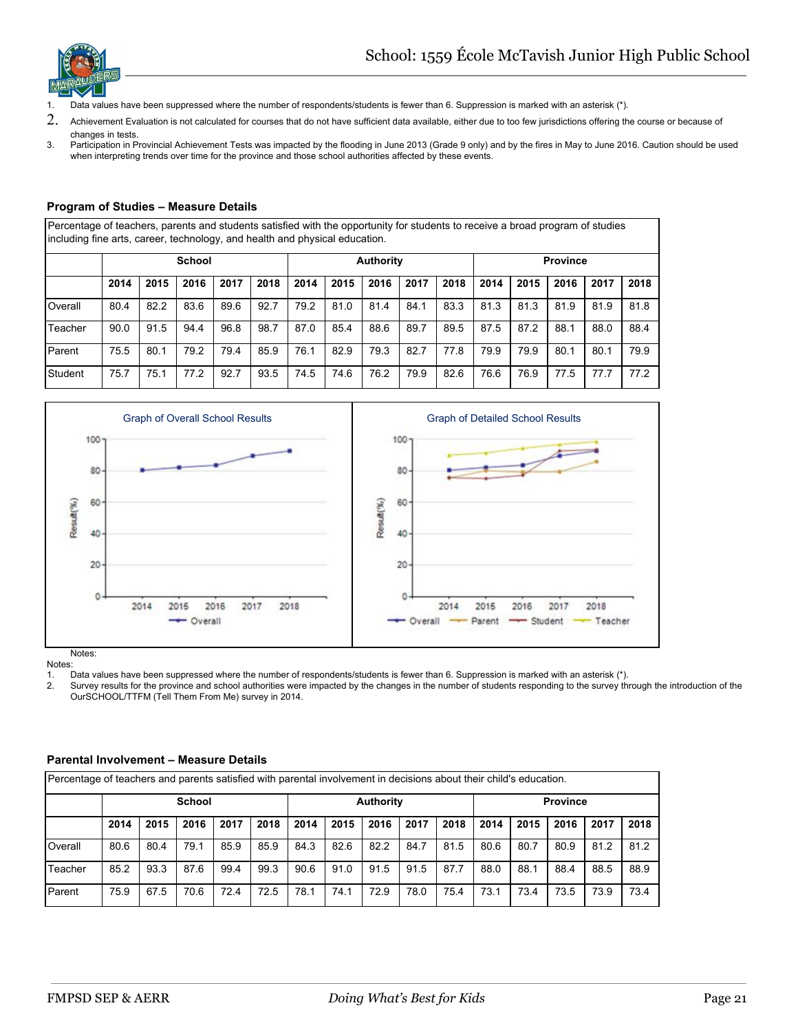1. Data values have been suppressed where the number of respondents/students is fewer than 6. Suppression is marked with an asterisk (*).
2. Achievement Evaluation is not calculated for courses that do not have sufficient data available, either due to too few jurisdictions offering the course or because of changes in tests.
3. Participation in Provincial Achievement Tests was impacted by the flooding in June 2013 (Grade 9 only) and by the fires in May to June 2016. Caution should be used when interpreting trends over time for the province and those school authorities affected by these events.

### Program of Studies – Measure Details

Percentage of teachers, parents and students satisfied with the opportunity for students to receive a broad program of studies including fine arts, career, technology, and health and physical education.

| | School | | | | | Authority | | | | | Province | | | | |
|---|---|---|---|---|---|---|---|---|---|---|---|---|---|---|---|
| | 2014 | 2015 | 2016 | 2017 | 2018 | 2014 | 2015 | 2016 | 2017 | 2018 | 2014 | 2015 | 2016 | 2017 | 2018 |
| Overall | 80.4 | 82.2 | 83.6 | 89.6 | 92.7 | 79.2 | 81.0 | 81.4 | 84.1 | 83.3 | 81.3 | 81.3 | 81.9 | 81.9 | 81.8 |
| Teacher | 90.0 | 91.5 | 94.4 | 96.8 | 98.7 | 87.0 | 85.4 | 88.6 | 89.7 | 89.5 | 87.5 | 87.2 | 88.1 | 88.0 | 88.4 |
| Parent | 75.5 | 80.1 | 79.2 | 79.4 | 85.9 | 76.1 | 82.9 | 79.3 | 82.7 | 77.8 | 79.9 | 79.9 | 80.1 | 80.1 | 79.9 |
| Student | 75.7 | 75.1 | 77.2 | 92.7 | 93.5 | 74.5 | 74.6 | 76.2 | 79.9 | 82.6 | 76.6 | 76.9 | 77.5 | 77.7 | 77.2 |

Graph of Overall School Results

Graph of Detailed School Results

Notes:

Notes:
1. Data values have been suppressed where the number of respondents/students is fewer than 6. Suppression is marked with an asterisk (*).
2. Survey results for the province and school authorities were impacted by the changes in the number of students responding to the survey through the introduction of the OurSCHOOL/TTFM (Tell Them From Me) survey in 2014.

### Parental Involvement – Measure Details

Percentage of teachers and parents satisfied with parental involvement in decisions about their child's education.

| | School | | | | | Authority | | | | | Province | | | | |
|---|---|---|---|---|---|---|---|---|---|---|---|---|---|---|---|
| | 2014 | 2015 | 2016 | 2017 | 2018 | 2014 | 2015 | 2016 | 2017 | 2018 | 2014 | 2015 | 2016 | 2017 | 2018 |
| Overall | 80.6 | 80.4 | 79.1 | 85.9 | 85.9 | 84.3 | 82.6 | 82.2 | 84.7 | 81.5 | 80.6 | 80.7 | 80.9 | 81.2 | 81.2 |
| Teacher | 85.2 | 93.3 | 87.6 | 99.4 | 99.3 | 90.6 | 91.0 | 91.5 | 91.5 | 87.7 | 88.0 | 88.1 | 88.4 | 88.5 | 88.9 |
| Parent | 75.9 | 67.5 | 70.6 | 72.4 | 72.5 | 78.1 | 74.1 | 72.9 | 78.0 | 75.4 | 73.1 | 73.4 | 73.5 | 73.9 | 73.4 |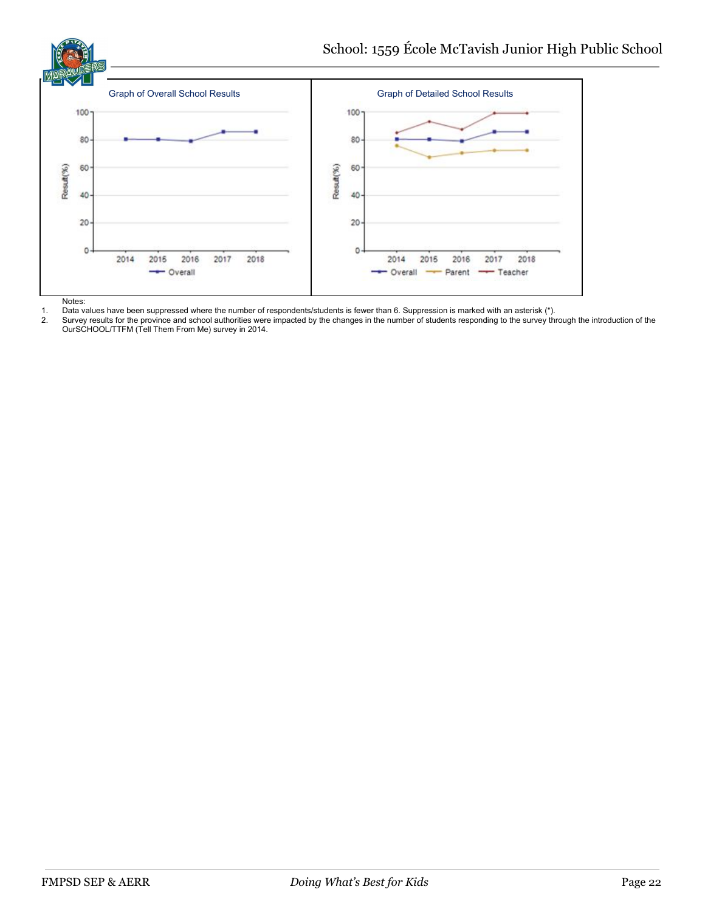School: 1559 École McTavish Junior High Public School

Graph of Overall School Results

Graph of Detailed School Results

Notes:

1. Data values have been suppressed where the number of respondents/students is fewer than 6. Suppression is marked with an asterisk (*).
2. Survey results for the province and school authorities were impacted by the changes in the number of students responding to the survey through the introduction of the OurSCHOOL/TTFM (Tell Them From Me) survey in 2014.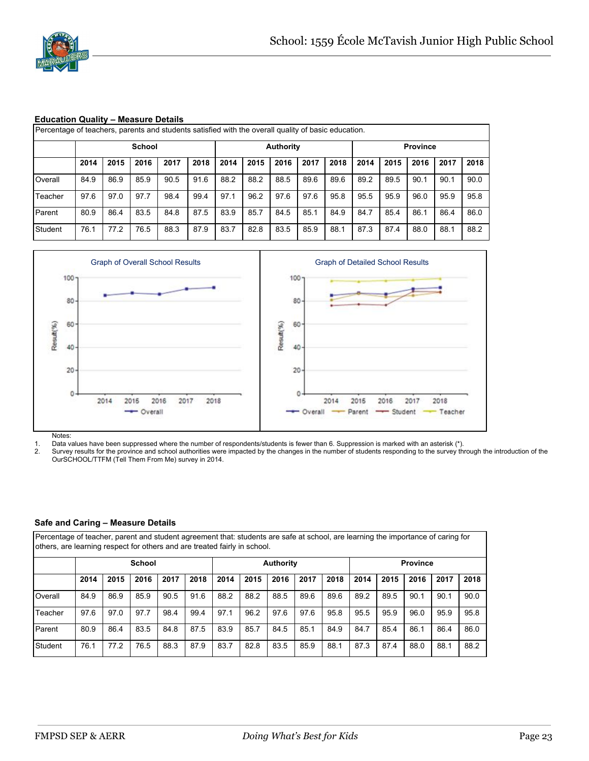### Education Quality – Measure Details

| Percentage of teachers, parents and students satisfied with the overall quality of basic education. | | | | | | | | | | | | | | | |
|---|---|---|---|---|---|---|---|---|---|---|---|---|---|---|---|
| | School | | | | | Authority | | | | | Province | | | | |
| | 2014 | 2015 | 2016 | 2017 | 2018 | 2014 | 2015 | 2016 | 2017 | 2018 | 2014 | 2015 | 2016 | 2017 | 2018 |
| Overall | 84.9 | 86.9 | 85.9 | 90.5 | 91.6 | 88.2 | 88.2 | 88.5 | 89.6 | 89.6 | 89.2 | 89.5 | 90.1 | 90.1 | 90.0 |
| Teacher | 97.6 | 97.0 | 97.7 | 98.4 | 99.4 | 97.1 | 96.2 | 97.6 | 97.6 | 95.8 | 95.5 | 95.9 | 96.0 | 95.9 | 95.8 |
| Parent | 80.9 | 86.4 | 83.5 | 84.8 | 87.5 | 83.9 | 85.7 | 84.5 | 85.1 | 84.9 | 84.7 | 85.4 | 86.1 | 86.4 | 86.0 |
| Student | 76.1 | 77.2 | 76.5 | 88.3 | 87.9 | 83.7 | 82.8 | 83.5 | 85.9 | 88.1 | 87.3 | 87.4 | 88.0 | 88.1 | 88.2 |

Graph of Overall School Results

Graph of Detailed School Results

Notes:

1. Data values have been suppressed where the number of respondents/students is fewer than 6. Suppression is marked with an asterisk (*).
2. Survey results for the province and school authorities were impacted by the changes in the number of students responding to the survey through the introduction of the OurSCHOOL/TTFM (Tell Them From Me) survey in 2014.

### Safe and Caring – Measure Details

| Percentage of teacher, parent and student agreement that: students are safe at school, are learning the importance of caring for others, are learning respect for others and are treated fairly in school. | | | | | | | | | | | | | | | |
|---|---|---|---|---|---|---|---|---|---|---|---|---|---|---|---|
| | School | | | | | Authority | | | | | Province | | | | |
| | 2014 | 2015 | 2016 | 2017 | 2018 | 2014 | 2015 | 2016 | 2017 | 2018 | 2014 | 2015 | 2016 | 2017 | 2018 |
| Overall | 84.9 | 86.9 | 85.9 | 90.5 | 91.6 | 88.2 | 88.2 | 88.5 | 89.6 | 89.6 | 89.2 | 89.5 | 90.1 | 90.1 | 90.0 |
| Teacher | 97.6 | 97.0 | 97.7 | 98.4 | 99.4 | 97.1 | 96.2 | 97.6 | 97.6 | 95.8 | 95.5 | 95.9 | 96.0 | 95.9 | 95.8 |
| Parent | 80.9 | 86.4 | 83.5 | 84.8 | 87.5 | 83.9 | 85.7 | 84.5 | 85.1 | 84.9 | 84.7 | 85.4 | 86.1 | 86.4 | 86.0 |
| Student | 76.1 | 77.2 | 76.5 | 88.3 | 87.9 | 83.7 | 82.8 | 83.5 | 85.9 | 88.1 | 87.3 | 87.4 | 88.0 | 88.1 | 88.2 |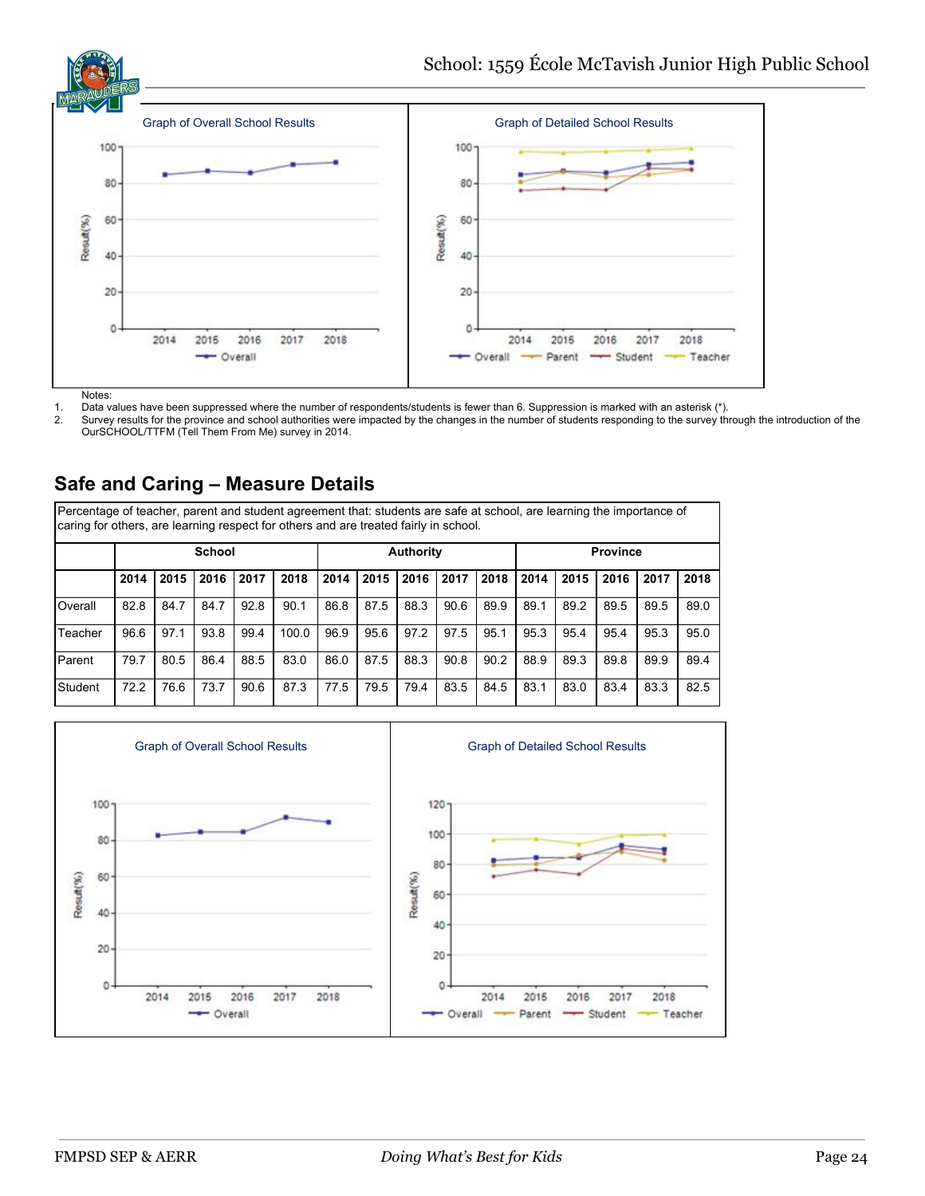Graph of Overall School Results

Graph of Detailed School Results

Notes:

1. Data values have been suppressed where the number of respondents/students is fewer than 6. Suppression is marked with an asterisk (*).
2. Survey results for the province and school authorities were impacted by the changes in the number of students responding to the survey through the introduction of the OurSCHOOL/TTFM (Tell Them From Me) survey in 2014.

## Safe and Caring – Measure Details

Percentage of teacher, parent and student agreement that: students are safe at school, are learning the importance of caring for others, are learning respect for others and are treated fairly in school.

| | School | | | | | Authority | | | | | Province | | | | |
|---|---|---|---|---|---|---|---|---|---|---|---|---|---|---|---|
| | 2014 | 2015 | 2016 | 2017 | 2018 | 2014 | 2015 | 2016 | 2017 | 2018 | 2014 | 2015 | 2016 | 2017 | 2018 |
| Overall | 82.8 | 84.7 | 84.7 | 92.8 | 90.1 | 86.8 | 87.5 | 88.3 | 90.6 | 89.9 | 89.1 | 89.2 | 89.5 | 89.5 | 89.0 |
| Teacher | 96.6 | 97.1 | 93.8 | 99.4 | 100.0 | 96.9 | 95.6 | 97.2 | 97.5 | 95.1 | 95.3 | 95.4 | 95.4 | 95.3 | 95.0 |
| Parent | 79.7 | 80.5 | 86.4 | 88.5 | 83.0 | 86.0 | 87.5 | 88.3 | 90.8 | 90.2 | 88.9 | 89.3 | 89.8 | 89.9 | 89.4 |
| Student | 72.2 | 76.6 | 73.7 | 90.6 | 87.3 | 77.5 | 79.5 | 79.4 | 83.5 | 84.5 | 83.1 | 83.0 | 83.4 | 83.3 | 82.5 |

Graph of Overall School Results

Graph of Detailed School Results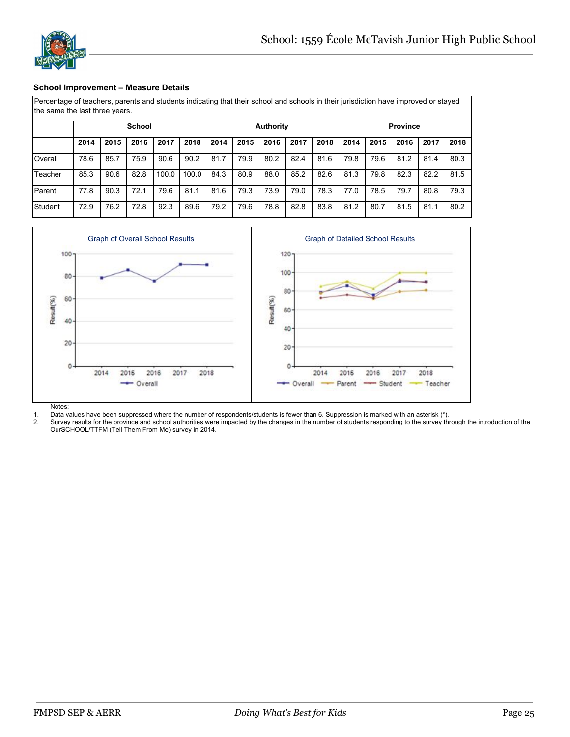### School Improvement – Measure Details

| Percentage of teachers, parents and students indicating that their school and schools in their jurisdiction have improved or stayed the same the last three years. | | | | | | | | | | | | | | | |
|---|---|---|---|---|---|---|---|---|---|---|---|---|---|---|---|
| | School | | | | | Authority | | | | | Province | | | | |
| | 2014 | 2015 | 2016 | 2017 | 2018 | 2014 | 2015 | 2016 | 2017 | 2018 | 2014 | 2015 | 2016 | 2017 | 2018 |
| Overall | 78.6 | 85.7 | 75.9 | 90.6 | 90.2 | 81.7 | 79.9 | 80.2 | 82.4 | 81.6 | 79.8 | 79.6 | 81.2 | 81.4 | 80.3 |
| Teacher | 85.3 | 90.6 | 82.8 | 100.0 | 100.0 | 84.3 | 80.9 | 88.0 | 85.2 | 82.6 | 81.3 | 79.8 | 82.3 | 82.2 | 81.5 |
| Parent | 77.8 | 90.3 | 72.1 | 79.6 | 81.1 | 81.6 | 79.3 | 73.9 | 79.0 | 78.3 | 77.0 | 78.5 | 79.7 | 80.8 | 79.3 |
| Student | 72.9 | 76.2 | 72.8 | 92.3 | 89.6 | 79.2 | 79.6 | 78.8 | 82.8 | 83.8 | 81.2 | 80.7 | 81.5 | 81.1 | 80.2 |

Graph of Overall School Results

Result(%)
0
20
40
60
80
100
2014 2015 2016 2017 2018
Overall

Graph of Detailed School Results

Result(%)
0
20
40
60
80
100
120
2014 2015 2016 2017 2018
Overall Parent Student Teacher

Notes:

1. Data values have been suppressed where the number of respondents/students is fewer than 6. Suppression is marked with an asterisk (*).
2. Survey results for the province and school authorities were impacted by the changes in the number of students responding to the survey through the introduction of the OurSCHOOL/TTFM (Tell Them From Me) survey in 2014.